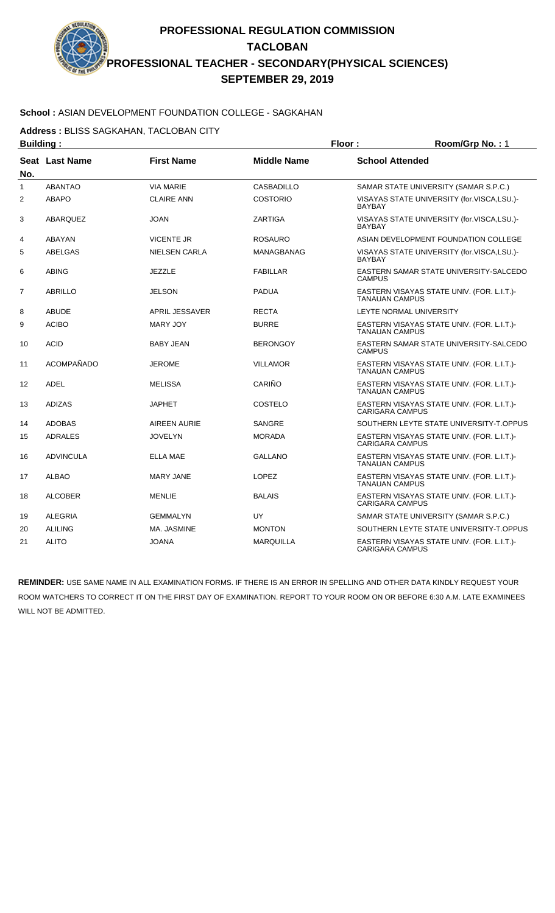# PROFESSIONAL REGULATION COMMISSION
## TACLOBAN
## PROFESSIONAL TEACHER - SECONDARY(PHYSICAL SCIENCES)
## SEPTEMBER 29, 2019

**School :** ASIAN DEVELOPMENT FOUNDATION COLLEGE - SAGKAHAN

**Address :** BLISS SAGKAHAN, TACLOBAN CITY

**Building :** **Floor :** **Room/Grp No. :** 1

| Seat No. | Last Name | First Name | Middle Name | School Attended |
|---|---|---|---|---|
| 1 | ABANTAO | VIA MARIE | CASBADILLO | SAMAR STATE UNIVERSITY (SAMAR S.P.C.) |
| 2 | ABAPO | CLAIRE ANN | COSTORIO | VISAYAS STATE UNIVERSITY (for.VISCA,LSU.)-BAYBAY |
| 3 | ABARQUEZ | JOAN | ZARTIGA | VISAYAS STATE UNIVERSITY (for.VISCA,LSU.)-BAYBAY |
| 4 | ABAYAN | VICENTE JR | ROSAURO | ASIAN DEVELOPMENT FOUNDATION COLLEGE |
| 5 | ABELGAS | NIELSEN CARLA | MANAGBANAG | VISAYAS STATE UNIVERSITY (for.VISCA,LSU.)-BAYBAY |
| 6 | ABING | JEZZLE | FABILLAR | EASTERN SAMAR STATE UNIVERSITY-SALCEDO CAMPUS |
| 7 | ABRILLO | JELSON | PADUA | EASTERN VISAYAS STATE UNIV. (FOR. L.I.T.)-TANAUAN CAMPUS |
| 8 | ABUDE | APRIL JESSAVER | RECTA | LEYTE NORMAL UNIVERSITY |
| 9 | ACIBO | MARY JOY | BURRE | EASTERN VISAYAS STATE UNIV. (FOR. L.I.T.)-TANAUAN CAMPUS |
| 10 | ACID | BABY JEAN | BERONGOY | EASTERN SAMAR STATE UNIVERSITY-SALCEDO CAMPUS |
| 11 | ACOMPAÑADO | JEROME | VILLAMOR | EASTERN VISAYAS STATE UNIV. (FOR. L.I.T.)-TANAUAN CAMPUS |
| 12 | ADEL | MELISSA | CARIÑO | EASTERN VISAYAS STATE UNIV. (FOR. L.I.T.)-TANAUAN CAMPUS |
| 13 | ADIZAS | JAPHET | COSTELO | EASTERN VISAYAS STATE UNIV. (FOR. L.I.T.)-CARIGARA CAMPUS |
| 14 | ADOBAS | AIREEN AURIE | SANGRE | SOUTHERN LEYTE STATE UNIVERSITY-T.OPPUS |
| 15 | ADRALES | JOVELYN | MORADA | EASTERN VISAYAS STATE UNIV. (FOR. L.I.T.)-CARIGARA CAMPUS |
| 16 | ADVINCULA | ELLA MAE | GALLANO | EASTERN VISAYAS STATE UNIV. (FOR. L.I.T.)-TANAUAN CAMPUS |
| 17 | ALBAO | MARY JANE | LOPEZ | EASTERN VISAYAS STATE UNIV. (FOR. L.I.T.)-TANAUAN CAMPUS |
| 18 | ALCOBER | MENLIE | BALAIS | EASTERN VISAYAS STATE UNIV. (FOR. L.I.T.)-CARIGARA CAMPUS |
| 19 | ALEGRIA | GEMMALYN | UY | SAMAR STATE UNIVERSITY (SAMAR S.P.C.) |
| 20 | ALILING | MA. JASMINE | MONTON | SOUTHERN LEYTE STATE UNIVERSITY-T.OPPUS |
| 21 | ALITO | JOANA | MARQUILLA | EASTERN VISAYAS STATE UNIV. (FOR. L.I.T.)-CARIGARA CAMPUS |

**REMINDER:** USE SAME NAME IN ALL EXAMINATION FORMS. IF THERE IS AN ERROR IN SPELLING AND OTHER DATA KINDLY REQUEST YOUR ROOM WATCHERS TO CORRECT IT ON THE FIRST DAY OF EXAMINATION. REPORT TO YOUR ROOM ON OR BEFORE 6:30 A.M. LATE EXAMINEES WILL NOT BE ADMITTED.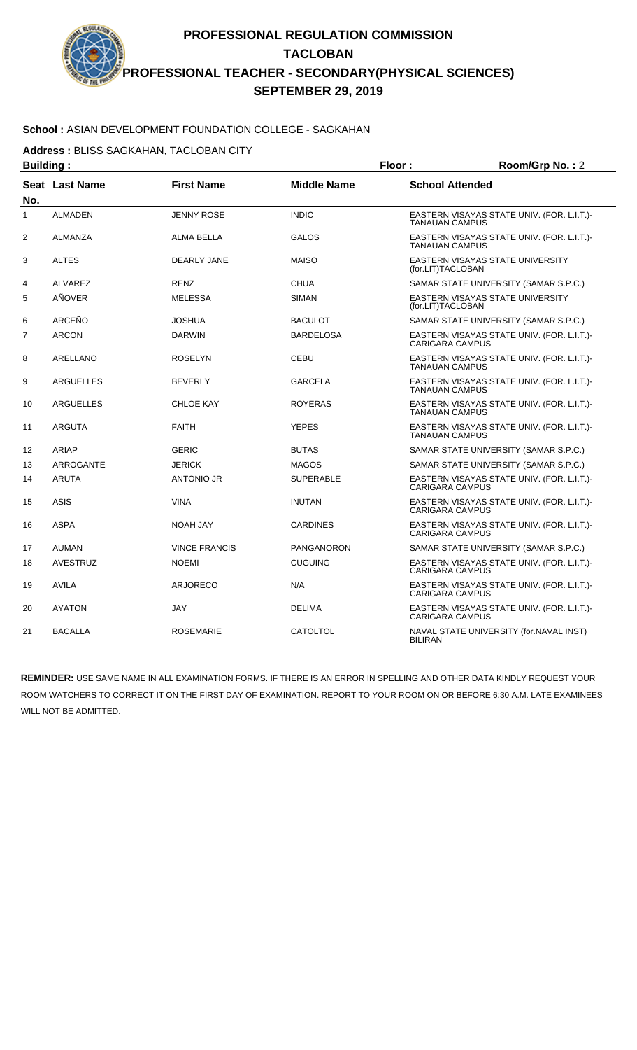# PROFESSIONAL REGULATION COMMISSION
## TACLOBAN
## PROFESSIONAL TEACHER - SECONDARY(PHYSICAL SCIENCES)
## SEPTEMBER 29, 2019

**School :** ASIAN DEVELOPMENT FOUNDATION COLLEGE - SAGKAHAN

**Address :** BLISS SAGKAHAN, TACLOBAN CITY

**Building :** | **Floor :** | **Room/Grp No. :** 2

| Seat No. | Last Name | First Name | Middle Name | School Attended |
|---|---|---|---|---|
| 1 | ALMADEN | JENNY ROSE | INDIC | EASTERN VISAYAS STATE UNIV. (FOR. L.I.T.)-TANAUAN CAMPUS |
| 2 | ALMANZA | ALMA BELLA | GALOS | EASTERN VISAYAS STATE UNIV. (FOR. L.I.T.)-TANAUAN CAMPUS |
| 3 | ALTES | DEARLY JANE | MAISO | EASTERN VISAYAS STATE UNIVERSITY (for.LIT)TACLOBAN |
| 4 | ALVAREZ | RENZ | CHUA | SAMAR STATE UNIVERSITY (SAMAR S.P.C.) |
| 5 | AÑOVER | MELESSA | SIMAN | EASTERN VISAYAS STATE UNIVERSITY (for.LIT)TACLOBAN |
| 6 | ARCEÑO | JOSHUA | BACULOT | SAMAR STATE UNIVERSITY (SAMAR S.P.C.) |
| 7 | ARCON | DARWIN | BARDELOSA | EASTERN VISAYAS STATE UNIV. (FOR. L.I.T.)-CARIGARA CAMPUS |
| 8 | ARELLANO | ROSELYN | CEBU | EASTERN VISAYAS STATE UNIV. (FOR. L.I.T.)-TANAUAN CAMPUS |
| 9 | ARGUELLES | BEVERLY | GARCELA | EASTERN VISAYAS STATE UNIV. (FOR. L.I.T.)-TANAUAN CAMPUS |
| 10 | ARGUELLES | CHLOE KAY | ROYERAS | EASTERN VISAYAS STATE UNIV. (FOR. L.I.T.)-TANAUAN CAMPUS |
| 11 | ARGUTA | FAITH | YEPES | EASTERN VISAYAS STATE UNIV. (FOR. L.I.T.)-TANAUAN CAMPUS |
| 12 | ARIAP | GERIC | BUTAS | SAMAR STATE UNIVERSITY (SAMAR S.P.C.) |
| 13 | ARROGANTE | JERICK | MAGOS | SAMAR STATE UNIVERSITY (SAMAR S.P.C.) |
| 14 | ARUTA | ANTONIO JR | SUPERABLE | EASTERN VISAYAS STATE UNIV. (FOR. L.I.T.)-CARIGARA CAMPUS |
| 15 | ASIS | VINA | INUTAN | EASTERN VISAYAS STATE UNIV. (FOR. L.I.T.)-CARIGARA CAMPUS |
| 16 | ASPA | NOAH JAY | CARDINES | EASTERN VISAYAS STATE UNIV. (FOR. L.I.T.)-CARIGARA CAMPUS |
| 17 | AUMAN | VINCE FRANCIS | PANGANORON | SAMAR STATE UNIVERSITY (SAMAR S.P.C.) |
| 18 | AVESTRUZ | NOEMI | CUGUING | EASTERN VISAYAS STATE UNIV. (FOR. L.I.T.)-CARIGARA CAMPUS |
| 19 | AVILA | ARJORECO | N/A | EASTERN VISAYAS STATE UNIV. (FOR. L.I.T.)-CARIGARA CAMPUS |
| 20 | AYATON | JAY | DELIMA | EASTERN VISAYAS STATE UNIV. (FOR. L.I.T.)-CARIGARA CAMPUS |
| 21 | BACALLA | ROSEMARIE | CATOLTOL | NAVAL STATE UNIVERSITY (for.NAVAL INST) BILIRAN |

**REMINDER:** USE SAME NAME IN ALL EXAMINATION FORMS. IF THERE IS AN ERROR IN SPELLING AND OTHER DATA KINDLY REQUEST YOUR ROOM WATCHERS TO CORRECT IT ON THE FIRST DAY OF EXAMINATION. REPORT TO YOUR ROOM ON OR BEFORE 6:30 A.M. LATE EXAMINEES WILL NOT BE ADMITTED.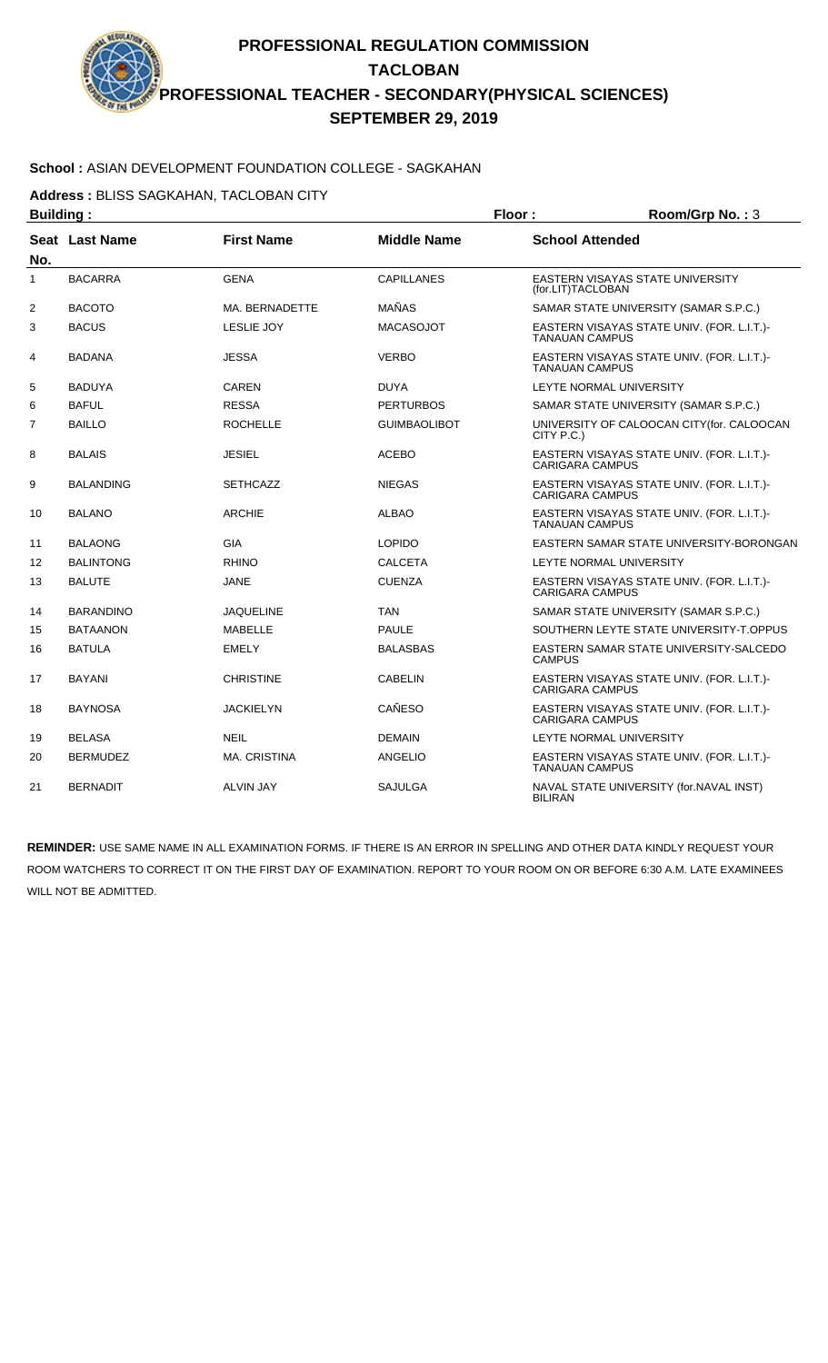# PROFESSIONAL REGULATION COMMISSION
## TACLOBAN
## PROFESSIONAL TEACHER - SECONDARY(PHYSICAL SCIENCES)
## SEPTEMBER 29, 2019

**School :** ASIAN DEVELOPMENT FOUNDATION COLLEGE - SAGKAHAN

**Address :** BLISS SAGKAHAN, TACLOBAN CITY

**Building :** **Floor :** **Room/Grp No. :** 3

| Seat No. | Last Name | First Name | Middle Name | School Attended |
|---|---|---|---|---|
| 1 | BACARRA | GENA | CAPILLANES | EASTERN VISAYAS STATE UNIVERSITY (for.LIT)TACLOBAN |
| 2 | BACOTO | MA. BERNADETTE | MAÑAS | SAMAR STATE UNIVERSITY (SAMAR S.P.C.) |
| 3 | BACUS | LESLIE JOY | MACASOJOT | EASTERN VISAYAS STATE UNIV. (FOR. L.I.T.)-TANAUAN CAMPUS |
| 4 | BADANA | JESSA | VERBO | EASTERN VISAYAS STATE UNIV. (FOR. L.I.T.)-TANAUAN CAMPUS |
| 5 | BADUYA | CAREN | DUYA | LEYTE NORMAL UNIVERSITY |
| 6 | BAFUL | RESSA | PERTURBOS | SAMAR STATE UNIVERSITY (SAMAR S.P.C.) |
| 7 | BAILLO | ROCHELLE | GUIMBAOLIBOT | UNIVERSITY OF CALOOCAN CITY(for. CALOOCAN CITY P.C.) |
| 8 | BALAIS | JESIEL | ACEBO | EASTERN VISAYAS STATE UNIV. (FOR. L.I.T.)-CARIGARA CAMPUS |
| 9 | BALANDING | SETHCAZZ | NIEGAS | EASTERN VISAYAS STATE UNIV. (FOR. L.I.T.)-CARIGARA CAMPUS |
| 10 | BALANO | ARCHIE | ALBAO | EASTERN VISAYAS STATE UNIV. (FOR. L.I.T.)-TANAUAN CAMPUS |
| 11 | BALAONG | GIA | LOPIDO | EASTERN SAMAR STATE UNIVERSITY-BORONGAN |
| 12 | BALINTONG | RHINO | CALCETA | LEYTE NORMAL UNIVERSITY |
| 13 | BALUTE | JANE | CUENZA | EASTERN VISAYAS STATE UNIV. (FOR. L.I.T.)-CARIGARA CAMPUS |
| 14 | BARANDINO | JAQUELINE | TAN | SAMAR STATE UNIVERSITY (SAMAR S.P.C.) |
| 15 | BATAANON | MABELLE | PAULE | SOUTHERN LEYTE STATE UNIVERSITY-T.OPPUS |
| 16 | BATULA | EMELY | BALASBAS | EASTERN SAMAR STATE UNIVERSITY-SALCEDO CAMPUS |
| 17 | BAYANI | CHRISTINE | CABELIN | EASTERN VISAYAS STATE UNIV. (FOR. L.I.T.)-CARIGARA CAMPUS |
| 18 | BAYNOSA | JACKIELYN | CAÑESO | EASTERN VISAYAS STATE UNIV. (FOR. L.I.T.)-CARIGARA CAMPUS |
| 19 | BELASA | NEIL | DEMAIN | LEYTE NORMAL UNIVERSITY |
| 20 | BERMUDEZ | MA. CRISTINA | ANGELIO | EASTERN VISAYAS STATE UNIV. (FOR. L.I.T.)-TANAUAN CAMPUS |
| 21 | BERNADIT | ALVIN JAY | SAJULGA | NAVAL STATE UNIVERSITY (for.NAVAL INST) BILIRAN |

**REMINDER:** USE SAME NAME IN ALL EXAMINATION FORMS. IF THERE IS AN ERROR IN SPELLING AND OTHER DATA KINDLY REQUEST YOUR ROOM WATCHERS TO CORRECT IT ON THE FIRST DAY OF EXAMINATION. REPORT TO YOUR ROOM ON OR BEFORE 6:30 A.M. LATE EXAMINEES WILL NOT BE ADMITTED.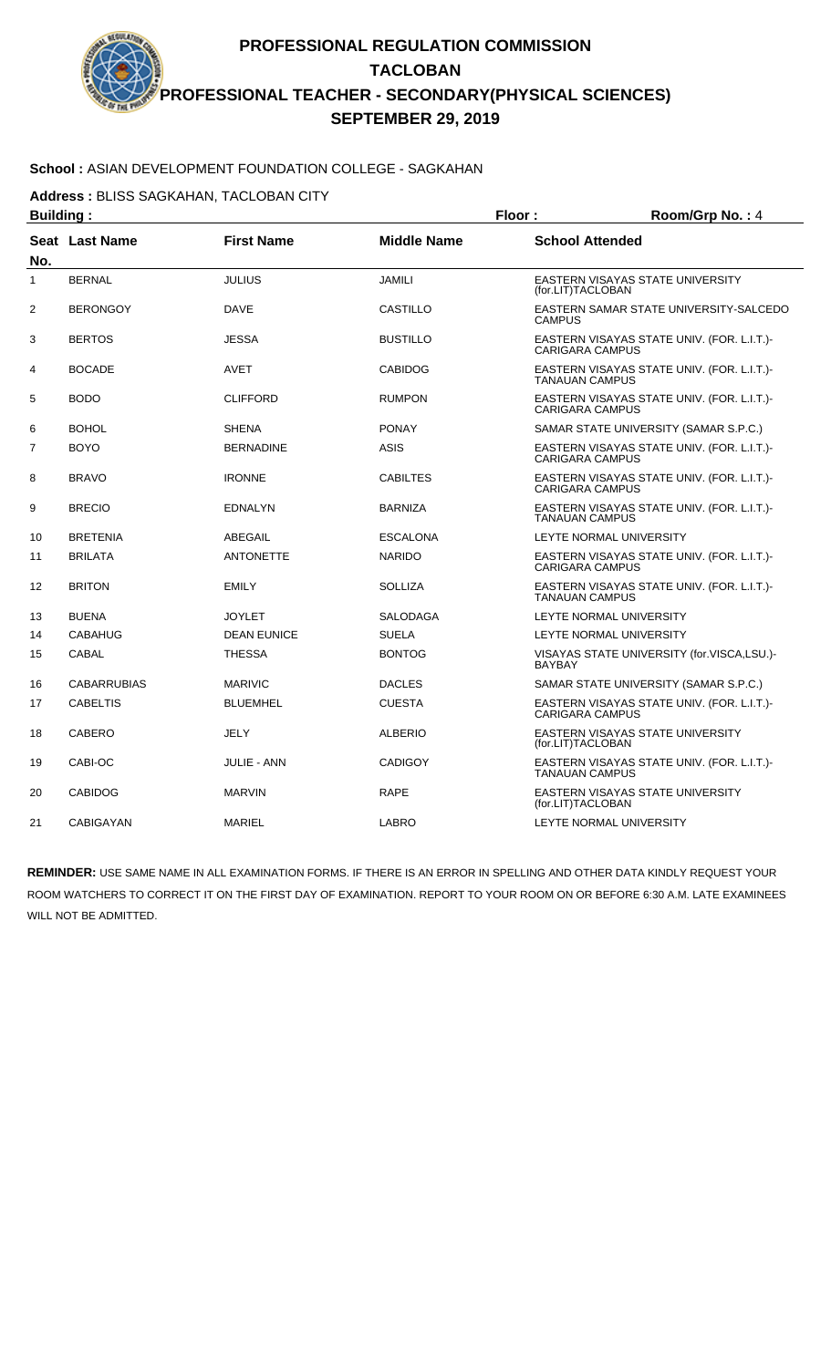# PROFESSIONAL REGULATION COMMISSION
## TACLOBAN
## PROFESSIONAL TEACHER - SECONDARY(PHYSICAL SCIENCES)
## SEPTEMBER 29, 2019

**School :** ASIAN DEVELOPMENT FOUNDATION COLLEGE - SAGKAHAN

**Address :** BLISS SAGKAHAN, TACLOBAN CITY

**Building :** **Floor :** **Room/Grp No. :** 4

| Seat No. | Last Name | First Name | Middle Name | School Attended |
|---|---|---|---|---|
| 1 | BERNAL | JULIUS | JAMILI | EASTERN VISAYAS STATE UNIVERSITY (for.LIT)TACLOBAN |
| 2 | BERONGOY | DAVE | CASTILLO | EASTERN SAMAR STATE UNIVERSITY-SALCEDO CAMPUS |
| 3 | BERTOS | JESSA | BUSTILLO | EASTERN VISAYAS STATE UNIV. (FOR. L.I.T.)-CARIGARA CAMPUS |
| 4 | BOCADE | AVET | CABIDOG | EASTERN VISAYAS STATE UNIV. (FOR. L.I.T.)-TANAUAN CAMPUS |
| 5 | BODO | CLIFFORD | RUMPON | EASTERN VISAYAS STATE UNIV. (FOR. L.I.T.)-CARIGARA CAMPUS |
| 6 | BOHOL | SHENA | PONAY | SAMAR STATE UNIVERSITY (SAMAR S.P.C.) |
| 7 | BOYO | BERNADINE | ASIS | EASTERN VISAYAS STATE UNIV. (FOR. L.I.T.)-CARIGARA CAMPUS |
| 8 | BRAVO | IRONNE | CABILTES | EASTERN VISAYAS STATE UNIV. (FOR. L.I.T.)-CARIGARA CAMPUS |
| 9 | BRECIO | EDNALYN | BARNIZA | EASTERN VISAYAS STATE UNIV. (FOR. L.I.T.)-TANAUAN CAMPUS |
| 10 | BRETENIA | ABEGAIL | ESCALONA | LEYTE NORMAL UNIVERSITY |
| 11 | BRILATA | ANTONETTE | NARIDO | EASTERN VISAYAS STATE UNIV. (FOR. L.I.T.)-CARIGARA CAMPUS |
| 12 | BRITON | EMILY | SOLLIZA | EASTERN VISAYAS STATE UNIV. (FOR. L.I.T.)-TANAUAN CAMPUS |
| 13 | BUENA | JOYLET | SALODAGA | LEYTE NORMAL UNIVERSITY |
| 14 | CABAHUG | DEAN EUNICE | SUELA | LEYTE NORMAL UNIVERSITY |
| 15 | CABAL | THESSA | BONTOG | VISAYAS STATE UNIVERSITY (for.VISCA,LSU.)-BAYBAY |
| 16 | CABARRUBIAS | MARIVIC | DACLES | SAMAR STATE UNIVERSITY (SAMAR S.P.C.) |
| 17 | CABELTIS | BLUEMHEL | CUESTA | EASTERN VISAYAS STATE UNIV. (FOR. L.I.T.)-CARIGARA CAMPUS |
| 18 | CABERO | JELY | ALBERIO | EASTERN VISAYAS STATE UNIVERSITY (for.LIT)TACLOBAN |
| 19 | CABI-OC | JULIE - ANN | CADIGOY | EASTERN VISAYAS STATE UNIV. (FOR. L.I.T.)-TANAUAN CAMPUS |
| 20 | CABIDOG | MARVIN | RAPE | EASTERN VISAYAS STATE UNIVERSITY (for.LIT)TACLOBAN |
| 21 | CABIGAYAN | MARIEL | LABRO | LEYTE NORMAL UNIVERSITY |

**REMINDER:** USE SAME NAME IN ALL EXAMINATION FORMS. IF THERE IS AN ERROR IN SPELLING AND OTHER DATA KINDLY REQUEST YOUR ROOM WATCHERS TO CORRECT IT ON THE FIRST DAY OF EXAMINATION. REPORT TO YOUR ROOM ON OR BEFORE 6:30 A.M. LATE EXAMINEES WILL NOT BE ADMITTED.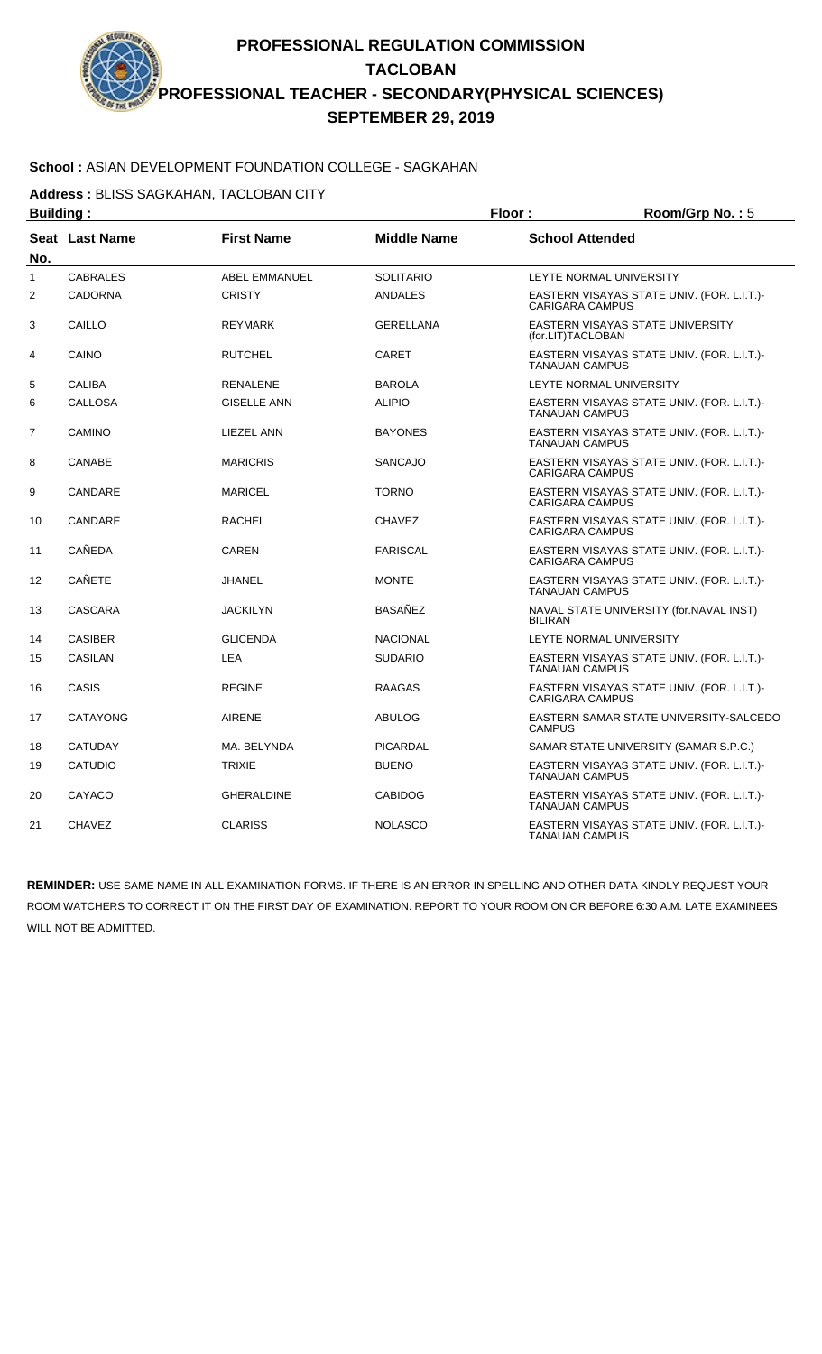# PROFESSIONAL REGULATION COMMISSION
## TACLOBAN
## PROFESSIONAL TEACHER - SECONDARY(PHYSICAL SCIENCES)
## SEPTEMBER 29, 2019

**School :** ASIAN DEVELOPMENT FOUNDATION COLLEGE - SAGKAHAN

**Address :** BLISS SAGKAHAN, TACLOBAN CITY

**Building :** **Floor :** **Room/Grp No. :** 5

| Seat No. | Last Name | First Name | Middle Name | School Attended |
|---|---|---|---|---|
| 1 | CABRALES | ABEL EMMANUEL | SOLITARIO | LEYTE NORMAL UNIVERSITY |
| 2 | CADORNA | CRISTY | ANDALES | EASTERN VISAYAS STATE UNIV. (FOR. L.I.T.)-CARIGARA CAMPUS |
| 3 | CAILLO | REYMARK | GERELLANA | EASTERN VISAYAS STATE UNIVERSITY (for.LIT)TACLOBAN |
| 4 | CAINO | RUTCHEL | CARET | EASTERN VISAYAS STATE UNIV. (FOR. L.I.T.)-TANAUAN CAMPUS |
| 5 | CALIBA | RENALENE | BAROLA | LEYTE NORMAL UNIVERSITY |
| 6 | CALLOSA | GISELLE ANN | ALIPIO | EASTERN VISAYAS STATE UNIV. (FOR. L.I.T.)-TANAUAN CAMPUS |
| 7 | CAMINO | LIEZEL ANN | BAYONES | EASTERN VISAYAS STATE UNIV. (FOR. L.I.T.)-TANAUAN CAMPUS |
| 8 | CANABE | MARICRIS | SANCAJO | EASTERN VISAYAS STATE UNIV. (FOR. L.I.T.)-CARIGARA CAMPUS |
| 9 | CANDARE | MARICEL | TORNO | EASTERN VISAYAS STATE UNIV. (FOR. L.I.T.)-CARIGARA CAMPUS |
| 10 | CANDARE | RACHEL | CHAVEZ | EASTERN VISAYAS STATE UNIV. (FOR. L.I.T.)-CARIGARA CAMPUS |
| 11 | CAÑEDA | CAREN | FARISCAL | EASTERN VISAYAS STATE UNIV. (FOR. L.I.T.)-CARIGARA CAMPUS |
| 12 | CAÑETE | JHANEL | MONTE | EASTERN VISAYAS STATE UNIV. (FOR. L.I.T.)-TANAUAN CAMPUS |
| 13 | CASCARA | JACKILYN | BASAÑEZ | NAVAL STATE UNIVERSITY (for.NAVAL INST) BILIRAN |
| 14 | CASIBER | GLICENDA | NACIONAL | LEYTE NORMAL UNIVERSITY |
| 15 | CASILAN | LEA | SUDARIO | EASTERN VISAYAS STATE UNIV. (FOR. L.I.T.)-TANAUAN CAMPUS |
| 16 | CASIS | REGINE | RAAGAS | EASTERN VISAYAS STATE UNIV. (FOR. L.I.T.)-CARIGARA CAMPUS |
| 17 | CATAYONG | AIRENE | ABULOG | EASTERN SAMAR STATE UNIVERSITY-SALCEDO CAMPUS |
| 18 | CATUDAY | MA. BELYNDA | PICARDAL | SAMAR STATE UNIVERSITY (SAMAR S.P.C.) |
| 19 | CATUDIO | TRIXIE | BUENO | EASTERN VISAYAS STATE UNIV. (FOR. L.I.T.)-TANAUAN CAMPUS |
| 20 | CAYACO | GHERALDINE | CABIDOG | EASTERN VISAYAS STATE UNIV. (FOR. L.I.T.)-TANAUAN CAMPUS |
| 21 | CHAVEZ | CLARISS | NOLASCO | EASTERN VISAYAS STATE UNIV. (FOR. L.I.T.)-TANAUAN CAMPUS |

**REMINDER:** USE SAME NAME IN ALL EXAMINATION FORMS. IF THERE IS AN ERROR IN SPELLING AND OTHER DATA KINDLY REQUEST YOUR ROOM WATCHERS TO CORRECT IT ON THE FIRST DAY OF EXAMINATION. REPORT TO YOUR ROOM ON OR BEFORE 6:30 A.M. LATE EXAMINEES WILL NOT BE ADMITTED.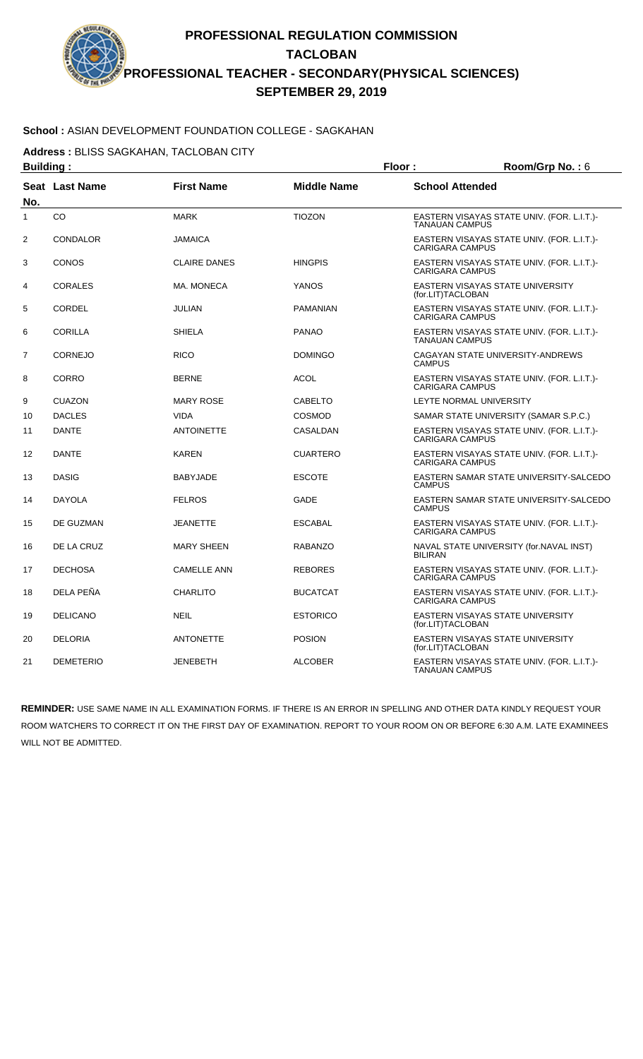# PROFESSIONAL REGULATION COMMISSION
## TACLOBAN
## PROFESSIONAL TEACHER - SECONDARY(PHYSICAL SCIENCES)
## SEPTEMBER 29, 2019

**School :** ASIAN DEVELOPMENT FOUNDATION COLLEGE - SAGKAHAN

**Address :** BLISS SAGKAHAN, TACLOBAN CITY

**Building :** **Floor :** **Room/Grp No. :** 6

| Seat No. | Last Name | First Name | Middle Name | School Attended |
|---|---|---|---|---|
| 1 | CO | MARK | TIOZON | EASTERN VISAYAS STATE UNIV. (FOR. L.I.T.)-TANAUAN CAMPUS |
| 2 | CONDALOR | JAMAICA | | EASTERN VISAYAS STATE UNIV. (FOR. L.I.T.)-CARIGARA CAMPUS |
| 3 | CONOS | CLAIRE DANES | HINGPIS | EASTERN VISAYAS STATE UNIV. (FOR. L.I.T.)-CARIGARA CAMPUS |
| 4 | CORALES | MA. MONECA | YANOS | EASTERN VISAYAS STATE UNIVERSITY (for.LIT)TACLOBAN |
| 5 | CORDEL | JULIAN | PAMANIAN | EASTERN VISAYAS STATE UNIV. (FOR. L.I.T.)-CARIGARA CAMPUS |
| 6 | CORILLA | SHIELA | PANAO | EASTERN VISAYAS STATE UNIV. (FOR. L.I.T.)-TANAUAN CAMPUS |
| 7 | CORNEJO | RICO | DOMINGO | CAGAYAN STATE UNIVERSITY-ANDREWS CAMPUS |
| 8 | CORRO | BERNE | ACOL | EASTERN VISAYAS STATE UNIV. (FOR. L.I.T.)-CARIGARA CAMPUS |
| 9 | CUAZON | MARY ROSE | CABELTO | LEYTE NORMAL UNIVERSITY |
| 10 | DACLES | VIDA | COSMOD | SAMAR STATE UNIVERSITY (SAMAR S.P.C.) |
| 11 | DANTE | ANTOINETTE | CASALDAN | EASTERN VISAYAS STATE UNIV. (FOR. L.I.T.)-CARIGARA CAMPUS |
| 12 | DANTE | KAREN | CUARTERO | EASTERN VISAYAS STATE UNIV. (FOR. L.I.T.)-CARIGARA CAMPUS |
| 13 | DASIG | BABYJADE | ESCOTE | EASTERN SAMAR STATE UNIVERSITY-SALCEDO CAMPUS |
| 14 | DAYOLA | FELROS | GADE | EASTERN SAMAR STATE UNIVERSITY-SALCEDO CAMPUS |
| 15 | DE GUZMAN | JEANETTE | ESCABAL | EASTERN VISAYAS STATE UNIV. (FOR. L.I.T.)-CARIGARA CAMPUS |
| 16 | DE LA CRUZ | MARY SHEEN | RABANZO | NAVAL STATE UNIVERSITY (for.NAVAL INST) BILIRAN |
| 17 | DECHOSA | CAMELLE ANN | REBORES | EASTERN VISAYAS STATE UNIV. (FOR. L.I.T.)-CARIGARA CAMPUS |
| 18 | DELA PEÑA | CHARLITO | BUCATCAT | EASTERN VISAYAS STATE UNIV. (FOR. L.I.T.)-CARIGARA CAMPUS |
| 19 | DELICANO | NEIL | ESTORICO | EASTERN VISAYAS STATE UNIVERSITY (for.LIT)TACLOBAN |
| 20 | DELORIA | ANTONETTE | POSION | EASTERN VISAYAS STATE UNIVERSITY (for.LIT)TACLOBAN |
| 21 | DEMETERIO | JENEBETH | ALCOBER | EASTERN VISAYAS STATE UNIV. (FOR. L.I.T.)-TANAUAN CAMPUS |

**REMINDER:** USE SAME NAME IN ALL EXAMINATION FORMS. IF THERE IS AN ERROR IN SPELLING AND OTHER DATA KINDLY REQUEST YOUR ROOM WATCHERS TO CORRECT IT ON THE FIRST DAY OF EXAMINATION. REPORT TO YOUR ROOM ON OR BEFORE 6:30 A.M. LATE EXAMINEES WILL NOT BE ADMITTED.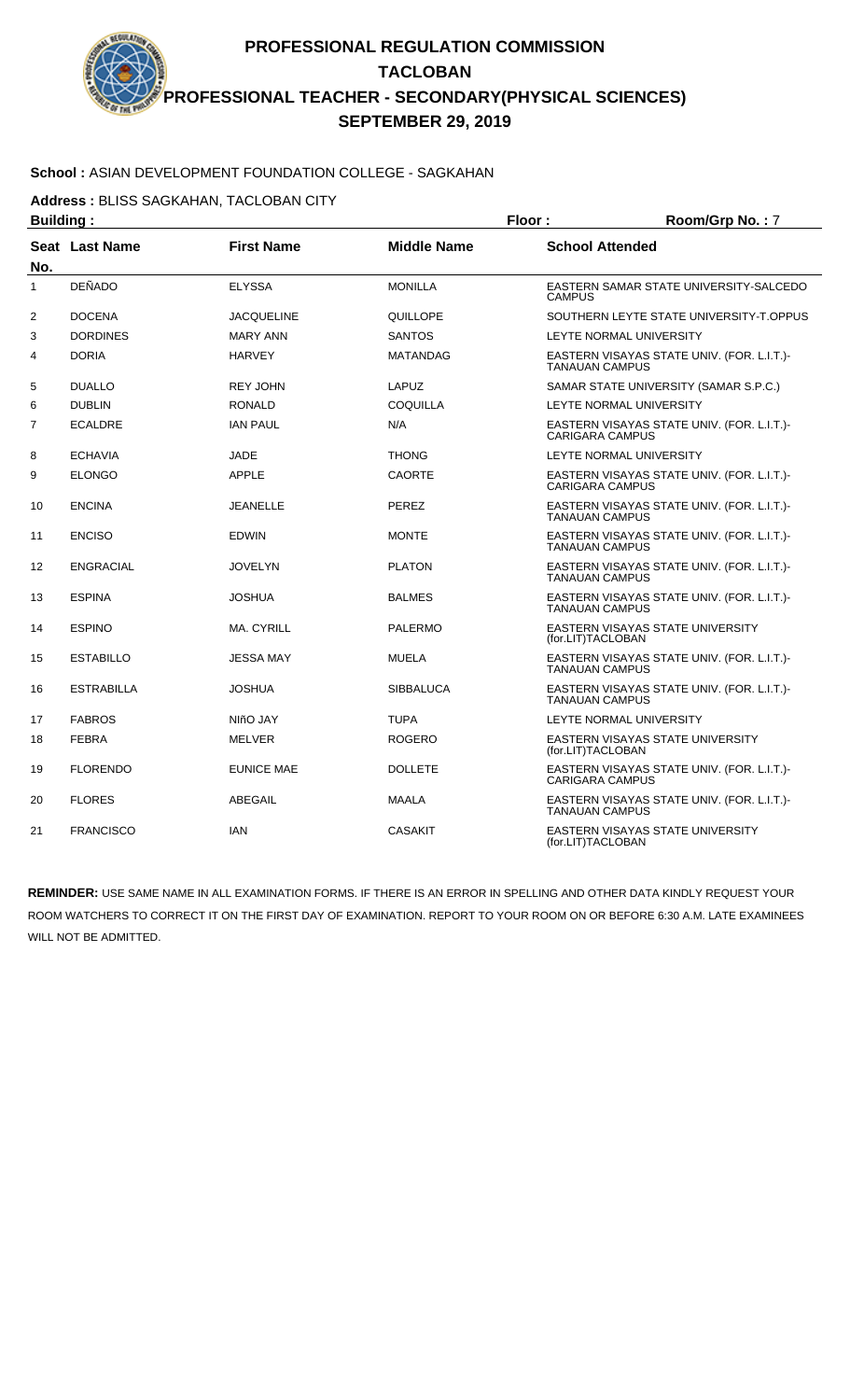# PROFESSIONAL REGULATION COMMISSION
## TACLOBAN
## PROFESSIONAL TEACHER - SECONDARY(PHYSICAL SCIENCES)
## SEPTEMBER 29, 2019

**School :** ASIAN DEVELOPMENT FOUNDATION COLLEGE - SAGKAHAN

**Address :** BLISS SAGKAHAN, TACLOBAN CITY

**Building :** **Floor :** **Room/Grp No. :** 7

| Seat No. | Last Name | First Name | Middle Name | School Attended |
|---|---|---|---|---|
| 1 | DEÑADO | ELYSSA | MONILLA | EASTERN SAMAR STATE UNIVERSITY-SALCEDO CAMPUS |
| 2 | DOCENA | JACQUELINE | QUILLOPE | SOUTHERN LEYTE STATE UNIVERSITY-T.OPPUS |
| 3 | DORDINES | MARY ANN | SANTOS | LEYTE NORMAL UNIVERSITY |
| 4 | DORIA | HARVEY | MATANDAG | EASTERN VISAYAS STATE UNIV. (FOR. L.I.T.)-TANAUAN CAMPUS |
| 5 | DUALLO | REY JOHN | LAPUZ | SAMAR STATE UNIVERSITY (SAMAR S.P.C.) |
| 6 | DUBLIN | RONALD | COQUILLA | LEYTE NORMAL UNIVERSITY |
| 7 | ECALDRE | IAN PAUL | N/A | EASTERN VISAYAS STATE UNIV. (FOR. L.I.T.)-CARIGARA CAMPUS |
| 8 | ECHAVIA | JADE | THONG | LEYTE NORMAL UNIVERSITY |
| 9 | ELONGO | APPLE | CAORTE | EASTERN VISAYAS STATE UNIV. (FOR. L.I.T.)-CARIGARA CAMPUS |
| 10 | ENCINA | JEANELLE | PEREZ | EASTERN VISAYAS STATE UNIV. (FOR. L.I.T.)-TANAUAN CAMPUS |
| 11 | ENCISO | EDWIN | MONTE | EASTERN VISAYAS STATE UNIV. (FOR. L.I.T.)-TANAUAN CAMPUS |
| 12 | ENGRACIAL | JOVELYN | PLATON | EASTERN VISAYAS STATE UNIV. (FOR. L.I.T.)-TANAUAN CAMPUS |
| 13 | ESPINA | JOSHUA | BALMES | EASTERN VISAYAS STATE UNIV. (FOR. L.I.T.)-TANAUAN CAMPUS |
| 14 | ESPINO | MA. CYRILL | PALERMO | EASTERN VISAYAS STATE UNIVERSITY (for.LIT)TACLOBAN |
| 15 | ESTABILLO | JESSA MAY | MUELA | EASTERN VISAYAS STATE UNIV. (FOR. L.I.T.)-TANAUAN CAMPUS |
| 16 | ESTRABILLA | JOSHUA | SIBBALUCA | EASTERN VISAYAS STATE UNIV. (FOR. L.I.T.)-TANAUAN CAMPUS |
| 17 | FABROS | NIñO JAY | TUPA | LEYTE NORMAL UNIVERSITY |
| 18 | FEBRA | MELVER | ROGERO | EASTERN VISAYAS STATE UNIVERSITY (for.LIT)TACLOBAN |
| 19 | FLORENDO | EUNICE MAE | DOLLETE | EASTERN VISAYAS STATE UNIV. (FOR. L.I.T.)-CARIGARA CAMPUS |
| 20 | FLORES | ABEGAIL | MAALA | EASTERN VISAYAS STATE UNIV. (FOR. L.I.T.)-TANAUAN CAMPUS |
| 21 | FRANCISCO | IAN | CASAKIT | EASTERN VISAYAS STATE UNIVERSITY (for.LIT)TACLOBAN |

**REMINDER:** USE SAME NAME IN ALL EXAMINATION FORMS. IF THERE IS AN ERROR IN SPELLING AND OTHER DATA KINDLY REQUEST YOUR ROOM WATCHERS TO CORRECT IT ON THE FIRST DAY OF EXAMINATION. REPORT TO YOUR ROOM ON OR BEFORE 6:30 A.M. LATE EXAMINEES WILL NOT BE ADMITTED.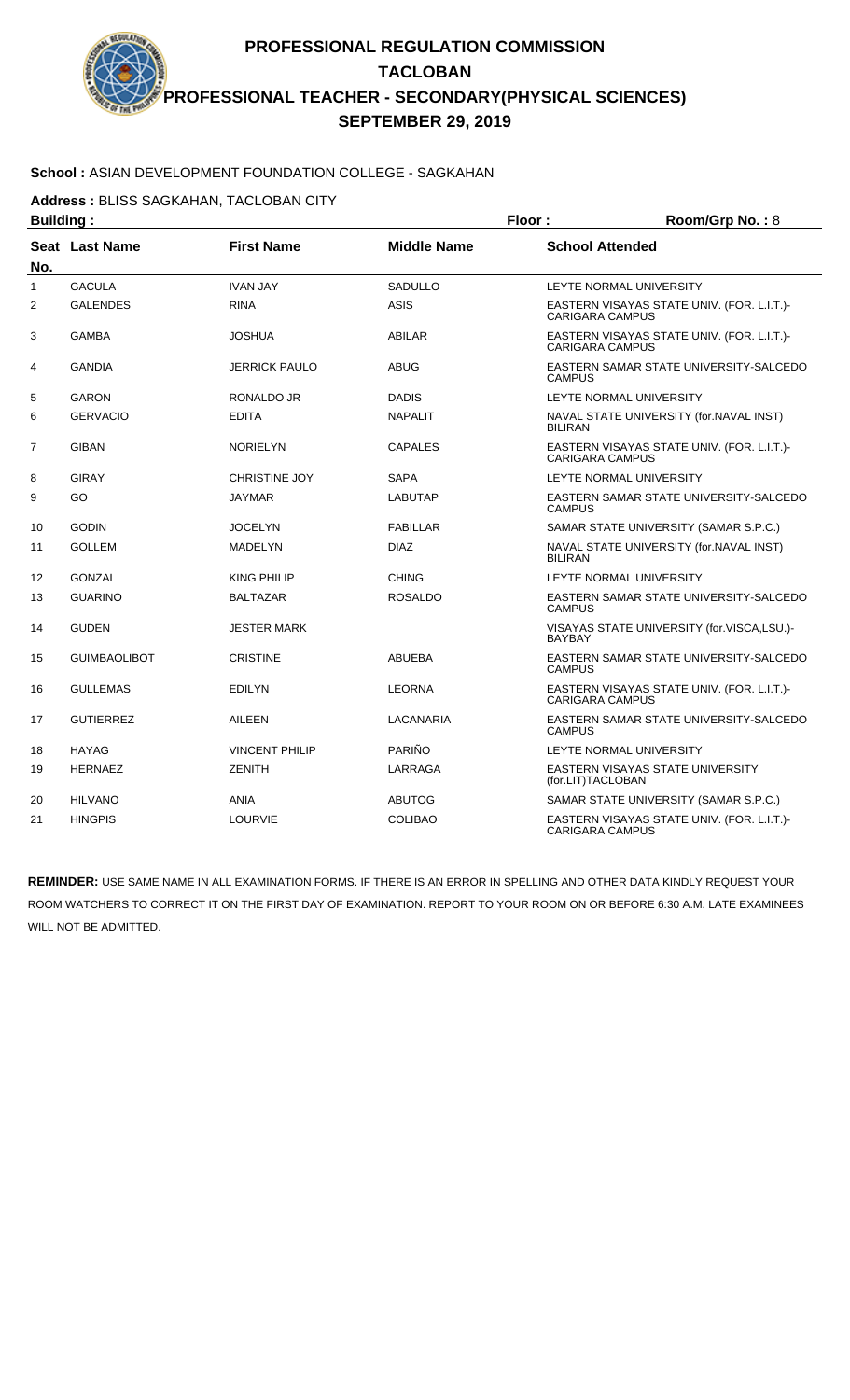# PROFESSIONAL REGULATION COMMISSION
## TACLOBAN
## PROFESSIONAL TEACHER - SECONDARY(PHYSICAL SCIENCES)
## SEPTEMBER 29, 2019

**School :** ASIAN DEVELOPMENT FOUNDATION COLLEGE - SAGKAHAN

**Address :** BLISS SAGKAHAN, TACLOBAN CITY

**Building :** **Floor :** **Room/Grp No. :** 8

| Seat No. | Last Name | First Name | Middle Name | School Attended |
|---|---|---|---|---|
| 1 | GACULA | IVAN JAY | SADULLO | LEYTE NORMAL UNIVERSITY |
| 2 | GALENDES | RINA | ASIS | EASTERN VISAYAS STATE UNIV. (FOR. L.I.T.)-CARIGARA CAMPUS |
| 3 | GAMBA | JOSHUA | ABILAR | EASTERN VISAYAS STATE UNIV. (FOR. L.I.T.)-CARIGARA CAMPUS |
| 4 | GANDIA | JERRICK PAULO | ABUG | EASTERN SAMAR STATE UNIVERSITY-SALCEDO CAMPUS |
| 5 | GARON | RONALDO JR | DADIS | LEYTE NORMAL UNIVERSITY |
| 6 | GERVACIO | EDITA | NAPALIT | NAVAL STATE UNIVERSITY (for.NAVAL INST) BILIRAN |
| 7 | GIBAN | NORIELYN | CAPALES | EASTERN VISAYAS STATE UNIV. (FOR. L.I.T.)-CARIGARA CAMPUS |
| 8 | GIRAY | CHRISTINE JOY | SAPA | LEYTE NORMAL UNIVERSITY |
| 9 | GO | JAYMAR | LABUTAP | EASTERN SAMAR STATE UNIVERSITY-SALCEDO CAMPUS |
| 10 | GODIN | JOCELYN | FABILLAR | SAMAR STATE UNIVERSITY (SAMAR S.P.C.) |
| 11 | GOLLEM | MADELYN | DIAZ | NAVAL STATE UNIVERSITY (for.NAVAL INST) BILIRAN |
| 12 | GONZAL | KING PHILIP | CHING | LEYTE NORMAL UNIVERSITY |
| 13 | GUARINO | BALTAZAR | ROSALDO | EASTERN SAMAR STATE UNIVERSITY-SALCEDO CAMPUS |
| 14 | GUDEN | JESTER MARK | | VISAYAS STATE UNIVERSITY (for.VISCA,LSU.)-BAYBAY |
| 15 | GUIMBAOLIBOT | CRISTINE | ABUEBA | EASTERN SAMAR STATE UNIVERSITY-SALCEDO CAMPUS |
| 16 | GULLEMAS | EDILYN | LEORNA | EASTERN VISAYAS STATE UNIV. (FOR. L.I.T.)-CARIGARA CAMPUS |
| 17 | GUTIERREZ | AILEEN | LACANARIA | EASTERN SAMAR STATE UNIVERSITY-SALCEDO CAMPUS |
| 18 | HAYAG | VINCENT PHILIP | PARIÑO | LEYTE NORMAL UNIVERSITY |
| 19 | HERNAEZ | ZENITH | LARRAGA | EASTERN VISAYAS STATE UNIVERSITY (for.LIT)TACLOBAN |
| 20 | HILVANO | ANIA | ABUTOG | SAMAR STATE UNIVERSITY (SAMAR S.P.C.) |
| 21 | HINGPIS | LOURVIE | COLIBAO | EASTERN VISAYAS STATE UNIV. (FOR. L.I.T.)-CARIGARA CAMPUS |

**REMINDER:** USE SAME NAME IN ALL EXAMINATION FORMS. IF THERE IS AN ERROR IN SPELLING AND OTHER DATA KINDLY REQUEST YOUR ROOM WATCHERS TO CORRECT IT ON THE FIRST DAY OF EXAMINATION. REPORT TO YOUR ROOM ON OR BEFORE 6:30 A.M. LATE EXAMINEES WILL NOT BE ADMITTED.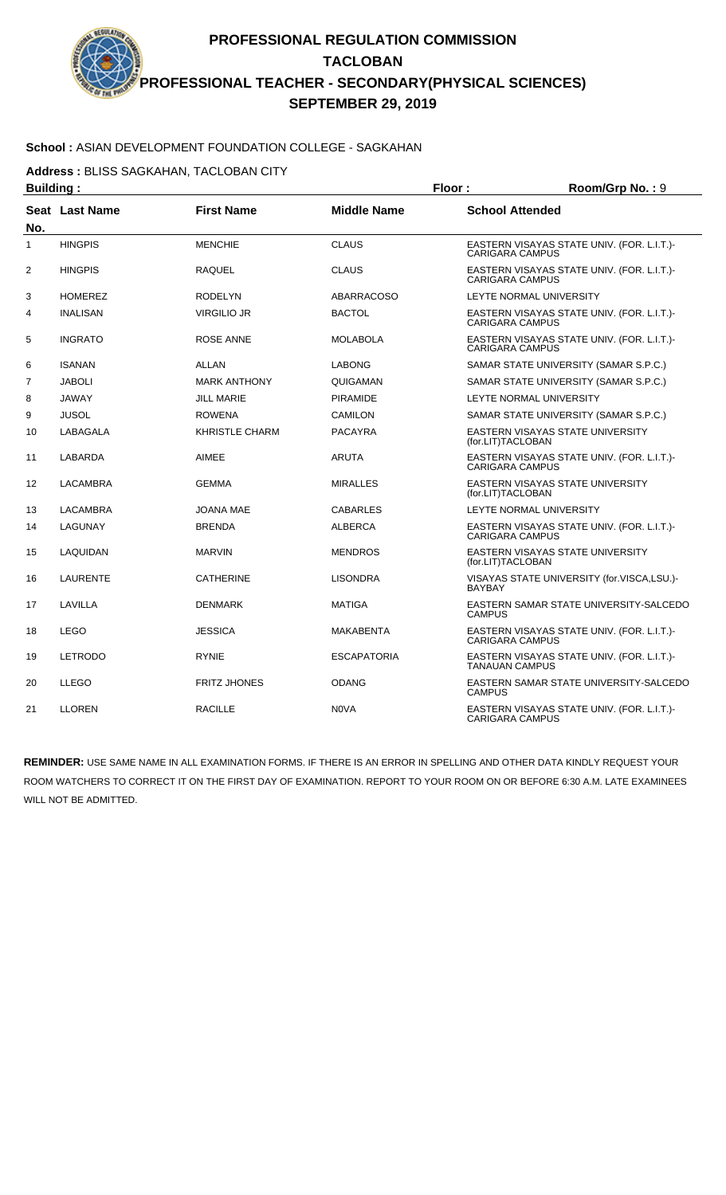# PROFESSIONAL REGULATION COMMISSION
## TACLOBAN
## PROFESSIONAL TEACHER - SECONDARY(PHYSICAL SCIENCES)
## SEPTEMBER 29, 2019

**School :** ASIAN DEVELOPMENT FOUNDATION COLLEGE - SAGKAHAN

**Address :** BLISS SAGKAHAN, TACLOBAN CITY

**Building :** **Floor :** **Room/Grp No. :** 9

| Seat No. | Last Name | First Name | Middle Name | School Attended |
|---|---|---|---|---|
| 1 | HINGPIS | MENCHIE | CLAUS | EASTERN VISAYAS STATE UNIV. (FOR. L.I.T.)-CARIGARA CAMPUS |
| 2 | HINGPIS | RAQUEL | CLAUS | EASTERN VISAYAS STATE UNIV. (FOR. L.I.T.)-CARIGARA CAMPUS |
| 3 | HOMEREZ | RODELYN | ABARRACOSO | LEYTE NORMAL UNIVERSITY |
| 4 | INALISAN | VIRGILIO JR | BACTOL | EASTERN VISAYAS STATE UNIV. (FOR. L.I.T.)-CARIGARA CAMPUS |
| 5 | INGRATO | ROSE ANNE | MOLABOLA | EASTERN VISAYAS STATE UNIV. (FOR. L.I.T.)-CARIGARA CAMPUS |
| 6 | ISANAN | ALLAN | LABONG | SAMAR STATE UNIVERSITY (SAMAR S.P.C.) |
| 7 | JABOLI | MARK ANTHONY | QUIGAMAN | SAMAR STATE UNIVERSITY (SAMAR S.P.C.) |
| 8 | JAWAY | JILL MARIE | PIRAMIDE | LEYTE NORMAL UNIVERSITY |
| 9 | JUSOL | ROWENA | CAMILON | SAMAR STATE UNIVERSITY (SAMAR S.P.C.) |
| 10 | LABAGALA | KHRISTLE CHARM | PACAYRA | EASTERN VISAYAS STATE UNIVERSITY (for.LIT)TACLOBAN |
| 11 | LABARDA | AIMEE | ARUTA | EASTERN VISAYAS STATE UNIV. (FOR. L.I.T.)-CARIGARA CAMPUS |
| 12 | LACAMBRA | GEMMA | MIRALLES | EASTERN VISAYAS STATE UNIVERSITY (for.LIT)TACLOBAN |
| 13 | LACAMBRA | JOANA MAE | CABARLES | LEYTE NORMAL UNIVERSITY |
| 14 | LAGUNAY | BRENDA | ALBERCA | EASTERN VISAYAS STATE UNIV. (FOR. L.I.T.)-CARIGARA CAMPUS |
| 15 | LAQUIDAN | MARVIN | MENDROS | EASTERN VISAYAS STATE UNIVERSITY (for.LIT)TACLOBAN |
| 16 | LAURENTE | CATHERINE | LISONDRA | VISAYAS STATE UNIVERSITY (for.VISCA,LSU.)-BAYBAY |
| 17 | LAVILLA | DENMARK | MATIGA | EASTERN SAMAR STATE UNIVERSITY-SALCEDO CAMPUS |
| 18 | LEGO | JESSICA | MAKABENTA | EASTERN VISAYAS STATE UNIV. (FOR. L.I.T.)-CARIGARA CAMPUS |
| 19 | LETRODO | RYNIE | ESCAPATORIA | EASTERN VISAYAS STATE UNIV. (FOR. L.I.T.)-TANAUAN CAMPUS |
| 20 | LLEGO | FRITZ JHONES | ODANG | EASTERN SAMAR STATE UNIVERSITY-SALCEDO CAMPUS |
| 21 | LLOREN | RACILLE | N0VA | EASTERN VISAYAS STATE UNIV. (FOR. L.I.T.)-CARIGARA CAMPUS |

**REMINDER:** USE SAME NAME IN ALL EXAMINATION FORMS. IF THERE IS AN ERROR IN SPELLING AND OTHER DATA KINDLY REQUEST YOUR ROOM WATCHERS TO CORRECT IT ON THE FIRST DAY OF EXAMINATION. REPORT TO YOUR ROOM ON OR BEFORE 6:30 A.M. LATE EXAMINEES WILL NOT BE ADMITTED.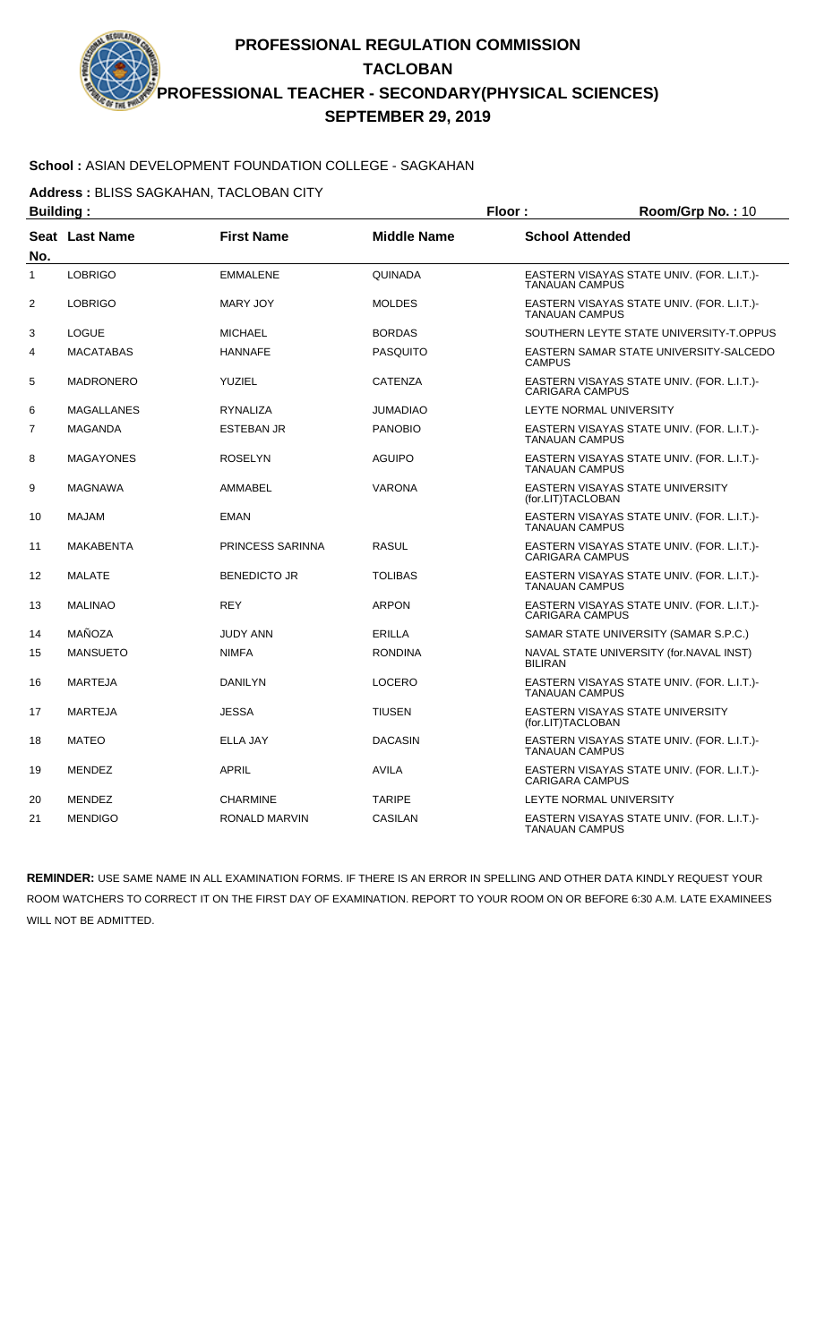# PROFESSIONAL REGULATION COMMISSION

## TACLOBAN

## PROFESSIONAL TEACHER - SECONDARY(PHYSICAL SCIENCES)

## SEPTEMBER 29, 2019

**School :** ASIAN DEVELOPMENT FOUNDATION COLLEGE - SAGKAHAN

**Address :** BLISS SAGKAHAN, TACLOBAN CITY

**Building :** **Floor :** **Room/Grp No. :** 10

| Seat No. | Last Name | First Name | Middle Name | School Attended |
|---|---|---|---|---|
| 1 | LOBRIGO | EMMALENE | QUINADA | EASTERN VISAYAS STATE UNIV. (FOR. L.I.T.)-TANAUAN CAMPUS |
| 2 | LOBRIGO | MARY JOY | MOLDES | EASTERN VISAYAS STATE UNIV. (FOR. L.I.T.)-TANAUAN CAMPUS |
| 3 | LOGUE | MICHAEL | BORDAS | SOUTHERN LEYTE STATE UNIVERSITY-T.OPPUS |
| 4 | MACATABAS | HANNAFE | PASQUITO | EASTERN SAMAR STATE UNIVERSITY-SALCEDO CAMPUS |
| 5 | MADRONERO | YUZIEL | CATENZA | EASTERN VISAYAS STATE UNIV. (FOR. L.I.T.)-CARIGARA CAMPUS |
| 6 | MAGALLANES | RYNALIZA | JUMADIAO | LEYTE NORMAL UNIVERSITY |
| 7 | MAGANDA | ESTEBAN JR | PANOBIO | EASTERN VISAYAS STATE UNIV. (FOR. L.I.T.)-TANAUAN CAMPUS |
| 8 | MAGAYONES | ROSELYN | AGUIPO | EASTERN VISAYAS STATE UNIV. (FOR. L.I.T.)-TANAUAN CAMPUS |
| 9 | MAGNAWA | AMMABEL | VARONA | EASTERN VISAYAS STATE UNIVERSITY (for.LIT)TACLOBAN |
| 10 | MAJAM | EMAN | | EASTERN VISAYAS STATE UNIV. (FOR. L.I.T.)-TANAUAN CAMPUS |
| 11 | MAKABENTA | PRINCESS SARINNA | RASUL | EASTERN VISAYAS STATE UNIV. (FOR. L.I.T.)-CARIGARA CAMPUS |
| 12 | MALATE | BENEDICTO JR | TOLIBAS | EASTERN VISAYAS STATE UNIV. (FOR. L.I.T.)-TANAUAN CAMPUS |
| 13 | MALINAO | REY | ARPON | EASTERN VISAYAS STATE UNIV. (FOR. L.I.T.)-CARIGARA CAMPUS |
| 14 | MAÑOZA | JUDY ANN | ERILLA | SAMAR STATE UNIVERSITY (SAMAR S.P.C.) |
| 15 | MANSUETO | NIMFA | RONDINA | NAVAL STATE UNIVERSITY (for.NAVAL INST) BILIRAN |
| 16 | MARTEJA | DANILYN | LOCERO | EASTERN VISAYAS STATE UNIV. (FOR. L.I.T.)-TANAUAN CAMPUS |
| 17 | MARTEJA | JESSA | TIUSEN | EASTERN VISAYAS STATE UNIVERSITY (for.LIT)TACLOBAN |
| 18 | MATEO | ELLA JAY | DACASIN | EASTERN VISAYAS STATE UNIV. (FOR. L.I.T.)-TANAUAN CAMPUS |
| 19 | MENDEZ | APRIL | AVILA | EASTERN VISAYAS STATE UNIV. (FOR. L.I.T.)-CARIGARA CAMPUS |
| 20 | MENDEZ | CHARMINE | TARIPE | LEYTE NORMAL UNIVERSITY |
| 21 | MENDIGO | RONALD MARVIN | CASILAN | EASTERN VISAYAS STATE UNIV. (FOR. L.I.T.)-TANAUAN CAMPUS |

**REMINDER:** USE SAME NAME IN ALL EXAMINATION FORMS. IF THERE IS AN ERROR IN SPELLING AND OTHER DATA KINDLY REQUEST YOUR ROOM WATCHERS TO CORRECT IT ON THE FIRST DAY OF EXAMINATION. REPORT TO YOUR ROOM ON OR BEFORE 6:30 A.M. LATE EXAMINEES WILL NOT BE ADMITTED.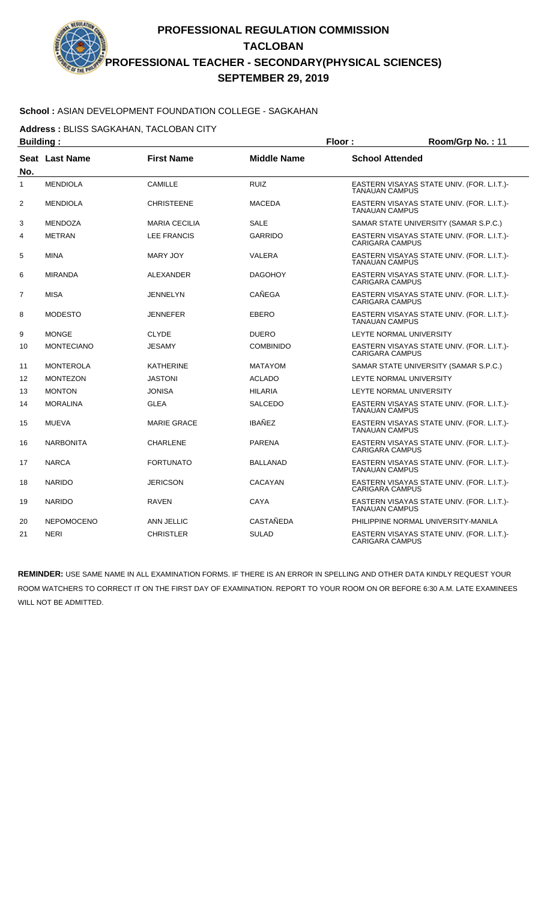# PROFESSIONAL REGULATION COMMISSION
## TACLOBAN
## PROFESSIONAL TEACHER - SECONDARY(PHYSICAL SCIENCES)
## SEPTEMBER 29, 2019

**School :** ASIAN DEVELOPMENT FOUNDATION COLLEGE - SAGKAHAN

**Address :** BLISS SAGKAHAN, TACLOBAN CITY

**Building :** **Floor :** **Room/Grp No. :** 11

| Seat No. | Last Name | First Name | Middle Name | School Attended |
|---|---|---|---|---|
| 1 | MENDIOLA | CAMILLE | RUIZ | EASTERN VISAYAS STATE UNIV. (FOR. L.I.T.)-TANAUAN CAMPUS |
| 2 | MENDIOLA | CHRISTEENE | MACEDA | EASTERN VISAYAS STATE UNIV. (FOR. L.I.T.)-TANAUAN CAMPUS |
| 3 | MENDOZA | MARIA CECILIA | SALE | SAMAR STATE UNIVERSITY (SAMAR S.P.C.) |
| 4 | METRAN | LEE FRANCIS | GARRIDO | EASTERN VISAYAS STATE UNIV. (FOR. L.I.T.)-CARIGARA CAMPUS |
| 5 | MINA | MARY JOY | VALERA | EASTERN VISAYAS STATE UNIV. (FOR. L.I.T.)-TANAUAN CAMPUS |
| 6 | MIRANDA | ALEXANDER | DAGOHOY | EASTERN VISAYAS STATE UNIV. (FOR. L.I.T.)-CARIGARA CAMPUS |
| 7 | MISA | JENNELYN | CAÑEGA | EASTERN VISAYAS STATE UNIV. (FOR. L.I.T.)-CARIGARA CAMPUS |
| 8 | MODESTO | JENNEFER | EBERO | EASTERN VISAYAS STATE UNIV. (FOR. L.I.T.)-TANAUAN CAMPUS |
| 9 | MONGE | CLYDE | DUERO | LEYTE NORMAL UNIVERSITY |
| 10 | MONTECIANO | JESAMY | COMBINIDO | EASTERN VISAYAS STATE UNIV. (FOR. L.I.T.)-CARIGARA CAMPUS |
| 11 | MONTEROLA | KATHERINE | MATAYOM | SAMAR STATE UNIVERSITY (SAMAR S.P.C.) |
| 12 | MONTEZON | JASTONI | ACLADO | LEYTE NORMAL UNIVERSITY |
| 13 | MONTON | JONISA | HILARIA | LEYTE NORMAL UNIVERSITY |
| 14 | MORALINA | GLEA | SALCEDO | EASTERN VISAYAS STATE UNIV. (FOR. L.I.T.)-TANAUAN CAMPUS |
| 15 | MUEVA | MARIE GRACE | IBAÑEZ | EASTERN VISAYAS STATE UNIV. (FOR. L.I.T.)-TANAUAN CAMPUS |
| 16 | NARBONITA | CHARLENE | PARENA | EASTERN VISAYAS STATE UNIV. (FOR. L.I.T.)-CARIGARA CAMPUS |
| 17 | NARCA | FORTUNATO | BALLANAD | EASTERN VISAYAS STATE UNIV. (FOR. L.I.T.)-TANAUAN CAMPUS |
| 18 | NARIDO | JERICSON | CACAYAN | EASTERN VISAYAS STATE UNIV. (FOR. L.I.T.)-CARIGARA CAMPUS |
| 19 | NARIDO | RAVEN | CAYA | EASTERN VISAYAS STATE UNIV. (FOR. L.I.T.)-TANAUAN CAMPUS |
| 20 | NEPOMOCENO | ANN JELLIC | CASTAÑEDA | PHILIPPINE NORMAL UNIVERSITY-MANILA |
| 21 | NERI | CHRISTLER | SULAD | EASTERN VISAYAS STATE UNIV. (FOR. L.I.T.)-CARIGARA CAMPUS |

**REMINDER:** USE SAME NAME IN ALL EXAMINATION FORMS. IF THERE IS AN ERROR IN SPELLING AND OTHER DATA KINDLY REQUEST YOUR ROOM WATCHERS TO CORRECT IT ON THE FIRST DAY OF EXAMINATION. REPORT TO YOUR ROOM ON OR BEFORE 6:30 A.M. LATE EXAMINEES WILL NOT BE ADMITTED.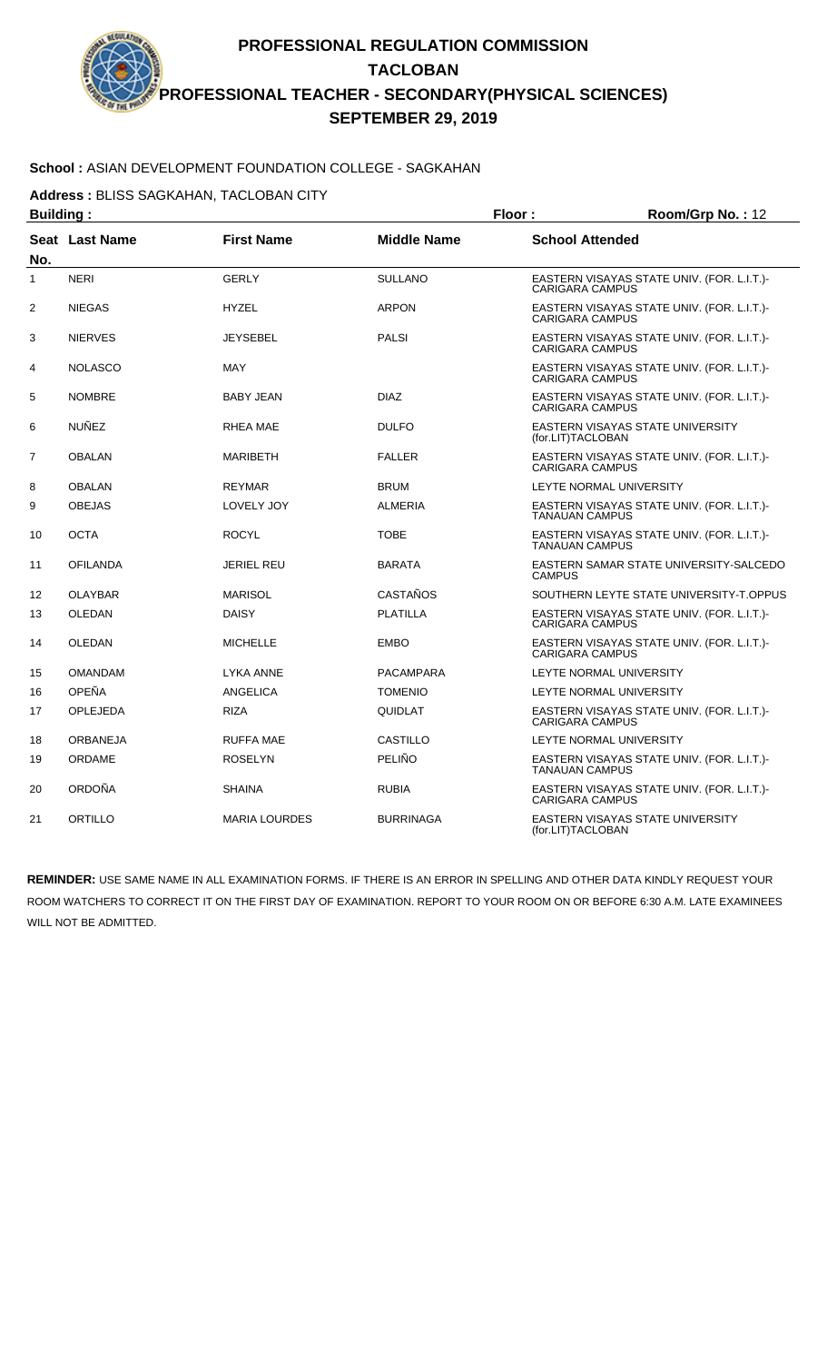# PROFESSIONAL REGULATION COMMISSION
## TACLOBAN
## PROFESSIONAL TEACHER - SECONDARY(PHYSICAL SCIENCES)
## SEPTEMBER 29, 2019

**School :** ASIAN DEVELOPMENT FOUNDATION COLLEGE - SAGKAHAN

**Address :** BLISS SAGKAHAN, TACLOBAN CITY

**Building :** **Floor :** **Room/Grp No. :** 12

| Seat No. | Last Name | First Name | Middle Name | School Attended |
|---|---|---|---|---|
| 1 | NERI | GERLY | SULLANO | EASTERN VISAYAS STATE UNIV. (FOR. L.I.T.)- CARIGARA CAMPUS |
| 2 | NIEGAS | HYZEL | ARPON | EASTERN VISAYAS STATE UNIV. (FOR. L.I.T.)- CARIGARA CAMPUS |
| 3 | NIERVES | JEYSEBEL | PALSI | EASTERN VISAYAS STATE UNIV. (FOR. L.I.T.)- CARIGARA CAMPUS |
| 4 | NOLASCO | MAY | | EASTERN VISAYAS STATE UNIV. (FOR. L.I.T.)- CARIGARA CAMPUS |
| 5 | NOMBRE | BABY JEAN | DIAZ | EASTERN VISAYAS STATE UNIV. (FOR. L.I.T.)- CARIGARA CAMPUS |
| 6 | NUÑEZ | RHEA MAE | DULFO | EASTERN VISAYAS STATE UNIVERSITY (for.LIT)TACLOBAN |
| 7 | OBALAN | MARIBETH | FALLER | EASTERN VISAYAS STATE UNIV. (FOR. L.I.T.)- CARIGARA CAMPUS |
| 8 | OBALAN | REYMAR | BRUM | LEYTE NORMAL UNIVERSITY |
| 9 | OBEJAS | LOVELY JOY | ALMERIA | EASTERN VISAYAS STATE UNIV. (FOR. L.I.T.)- TANAUAN CAMPUS |
| 10 | OCTA | ROCYL | TOBE | EASTERN VISAYAS STATE UNIV. (FOR. L.I.T.)- TANAUAN CAMPUS |
| 11 | OFILANDA | JERIEL REU | BARATA | EASTERN SAMAR STATE UNIVERSITY-SALCEDO CAMPUS |
| 12 | OLAYBAR | MARISOL | CASTAÑOS | SOUTHERN LEYTE STATE UNIVERSITY-T.OPPUS |
| 13 | OLEDAN | DAISY | PLATILLA | EASTERN VISAYAS STATE UNIV. (FOR. L.I.T.)- CARIGARA CAMPUS |
| 14 | OLEDAN | MICHELLE | EMBO | EASTERN VISAYAS STATE UNIV. (FOR. L.I.T.)- CARIGARA CAMPUS |
| 15 | OMANDAM | LYKA ANNE | PACAMPARA | LEYTE NORMAL UNIVERSITY |
| 16 | OPEÑA | ANGELICA | TOMENIO | LEYTE NORMAL UNIVERSITY |
| 17 | OPLEJEDA | RIZA | QUIDLAT | EASTERN VISAYAS STATE UNIV. (FOR. L.I.T.)- CARIGARA CAMPUS |
| 18 | ORBANEJA | RUFFA MAE | CASTILLO | LEYTE NORMAL UNIVERSITY |
| 19 | ORDAME | ROSELYN | PELIÑO | EASTERN VISAYAS STATE UNIV. (FOR. L.I.T.)- TANAUAN CAMPUS |
| 20 | ORDOÑA | SHAINA | RUBIA | EASTERN VISAYAS STATE UNIV. (FOR. L.I.T.)- CARIGARA CAMPUS |
| 21 | ORTILLO | MARIA LOURDES | BURRINAGA | EASTERN VISAYAS STATE UNIVERSITY (for.LIT)TACLOBAN |

**REMINDER:** USE SAME NAME IN ALL EXAMINATION FORMS. IF THERE IS AN ERROR IN SPELLING AND OTHER DATA KINDLY REQUEST YOUR ROOM WATCHERS TO CORRECT IT ON THE FIRST DAY OF EXAMINATION. REPORT TO YOUR ROOM ON OR BEFORE 6:30 A.M. LATE EXAMINEES WILL NOT BE ADMITTED.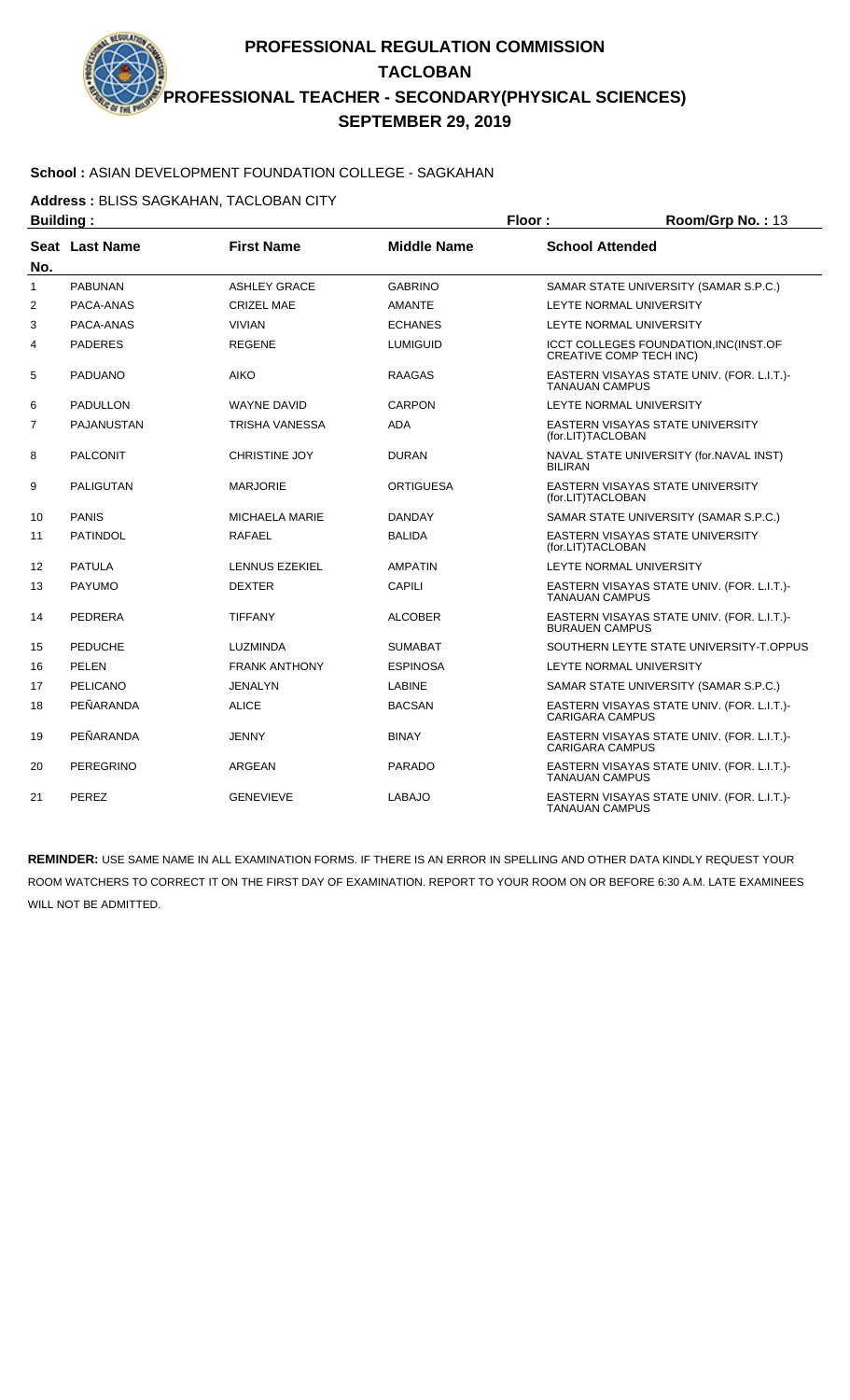# PROFESSIONAL REGULATION COMMISSION
## TACLOBAN
## PROFESSIONAL TEACHER - SECONDARY(PHYSICAL SCIENCES)
## SEPTEMBER 29, 2019

**School :** ASIAN DEVELOPMENT FOUNDATION COLLEGE - SAGKAHAN

**Address :** BLISS SAGKAHAN, TACLOBAN CITY

**Building :** **Floor :** **Room/Grp No. :** 13

| Seat No. | Last Name | First Name | Middle Name | School Attended |
|---|---|---|---|---|
| 1 | PABUNAN | ASHLEY GRACE | GABRINO | SAMAR STATE UNIVERSITY (SAMAR S.P.C.) |
| 2 | PACA-ANAS | CRIZEL MAE | AMANTE | LEYTE NORMAL UNIVERSITY |
| 3 | PACA-ANAS | VIVIAN | ECHANES | LEYTE NORMAL UNIVERSITY |
| 4 | PADERES | REGENE | LUMIGUID | ICCT COLLEGES FOUNDATION,INC(INST.OF CREATIVE COMP TECH INC) |
| 5 | PADUANO | AIKO | RAAGAS | EASTERN VISAYAS STATE UNIV. (FOR. L.I.T.)-TANAUAN CAMPUS |
| 6 | PADULLON | WAYNE DAVID | CARPON | LEYTE NORMAL UNIVERSITY |
| 7 | PAJANUSTAN | TRISHA VANESSA | ADA | EASTERN VISAYAS STATE UNIVERSITY (for.LIT)TACLOBAN |
| 8 | PALCONIT | CHRISTINE JOY | DURAN | NAVAL STATE UNIVERSITY (for.NAVAL INST) BILIRAN |
| 9 | PALIGUTAN | MARJORIE | ORTIGUESA | EASTERN VISAYAS STATE UNIVERSITY (for.LIT)TACLOBAN |
| 10 | PANIS | MICHAELA MARIE | DANDAY | SAMAR STATE UNIVERSITY (SAMAR S.P.C.) |
| 11 | PATINDOL | RAFAEL | BALIDA | EASTERN VISAYAS STATE UNIVERSITY (for.LIT)TACLOBAN |
| 12 | PATULA | LENNUS EZEKIEL | AMPATIN | LEYTE NORMAL UNIVERSITY |
| 13 | PAYUMO | DEXTER | CAPILI | EASTERN VISAYAS STATE UNIV. (FOR. L.I.T.)-TANAUAN CAMPUS |
| 14 | PEDRERA | TIFFANY | ALCOBER | EASTERN VISAYAS STATE UNIV. (FOR. L.I.T.)-BURAUEN CAMPUS |
| 15 | PEDUCHE | LUZMINDA | SUMABAT | SOUTHERN LEYTE STATE UNIVERSITY-T.OPPUS |
| 16 | PELEN | FRANK ANTHONY | ESPINOSA | LEYTE NORMAL UNIVERSITY |
| 17 | PELICANO | JENALYN | LABINE | SAMAR STATE UNIVERSITY (SAMAR S.P.C.) |
| 18 | PEÑARANDA | ALICE | BACSAN | EASTERN VISAYAS STATE UNIV. (FOR. L.I.T.)-CARIGARA CAMPUS |
| 19 | PEÑARANDA | JENNY | BINAY | EASTERN VISAYAS STATE UNIV. (FOR. L.I.T.)-CARIGARA CAMPUS |
| 20 | PEREGRINO | ARGEAN | PARADO | EASTERN VISAYAS STATE UNIV. (FOR. L.I.T.)-TANAUAN CAMPUS |
| 21 | PEREZ | GENEVIEVE | LABAJO | EASTERN VISAYAS STATE UNIV. (FOR. L.I.T.)-TANAUAN CAMPUS |

**REMINDER:** USE SAME NAME IN ALL EXAMINATION FORMS. IF THERE IS AN ERROR IN SPELLING AND OTHER DATA KINDLY REQUEST YOUR ROOM WATCHERS TO CORRECT IT ON THE FIRST DAY OF EXAMINATION. REPORT TO YOUR ROOM ON OR BEFORE 6:30 A.M. LATE EXAMINEES WILL NOT BE ADMITTED.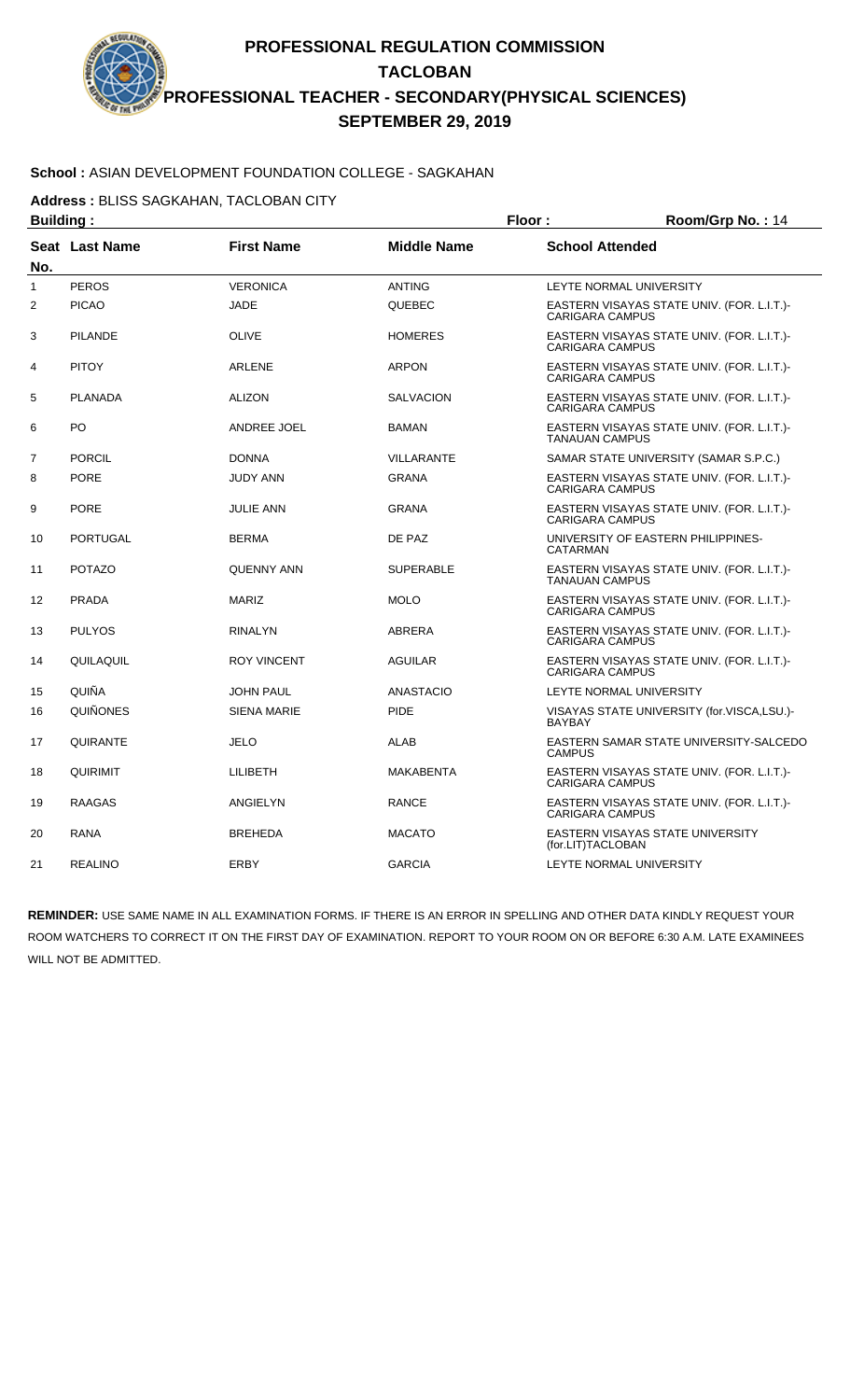# PROFESSIONAL REGULATION COMMISSION
## TACLOBAN
## PROFESSIONAL TEACHER - SECONDARY(PHYSICAL SCIENCES)
## SEPTEMBER 29, 2019

**School :** ASIAN DEVELOPMENT FOUNDATION COLLEGE - SAGKAHAN

**Address :** BLISS SAGKAHAN, TACLOBAN CITY

**Building :** **Floor :** **Room/Grp No. :** 14

| Seat No. | Last Name | First Name | Middle Name | School Attended |
|---|---|---|---|---|
| 1 | PEROS | VERONICA | ANTING | LEYTE NORMAL UNIVERSITY |
| 2 | PICAO | JADE | QUEBEC | EASTERN VISAYAS STATE UNIV. (FOR. L.I.T.)-CARIGARA CAMPUS |
| 3 | PILANDE | OLIVE | HOMERES | EASTERN VISAYAS STATE UNIV. (FOR. L.I.T.)-CARIGARA CAMPUS |
| 4 | PITOY | ARLENE | ARPON | EASTERN VISAYAS STATE UNIV. (FOR. L.I.T.)-CARIGARA CAMPUS |
| 5 | PLANADA | ALIZON | SALVACION | EASTERN VISAYAS STATE UNIV. (FOR. L.I.T.)-CARIGARA CAMPUS |
| 6 | PO | ANDREE JOEL | BAMAN | EASTERN VISAYAS STATE UNIV. (FOR. L.I.T.)-TANAUAN CAMPUS |
| 7 | PORCIL | DONNA | VILLARANTE | SAMAR STATE UNIVERSITY (SAMAR S.P.C.) |
| 8 | PORE | JUDY ANN | GRANA | EASTERN VISAYAS STATE UNIV. (FOR. L.I.T.)-CARIGARA CAMPUS |
| 9 | PORE | JULIE ANN | GRANA | EASTERN VISAYAS STATE UNIV. (FOR. L.I.T.)-CARIGARA CAMPUS |
| 10 | PORTUGAL | BERMA | DE PAZ | UNIVERSITY OF EASTERN PHILIPPINES-CATARMAN |
| 11 | POTAZO | QUENNY ANN | SUPERABLE | EASTERN VISAYAS STATE UNIV. (FOR. L.I.T.)-TANAUAN CAMPUS |
| 12 | PRADA | MARIZ | MOLO | EASTERN VISAYAS STATE UNIV. (FOR. L.I.T.)-CARIGARA CAMPUS |
| 13 | PULYOS | RINALYN | ABRERA | EASTERN VISAYAS STATE UNIV. (FOR. L.I.T.)-CARIGARA CAMPUS |
| 14 | QUILAQUIL | ROY VINCENT | AGUILAR | EASTERN VISAYAS STATE UNIV. (FOR. L.I.T.)-CARIGARA CAMPUS |
| 15 | QUIÑA | JOHN PAUL | ANASTACIO | LEYTE NORMAL UNIVERSITY |
| 16 | QUIÑONES | SIENA MARIE | PIDE | VISAYAS STATE UNIVERSITY (for.VISCA,LSU.)-BAYBAY |
| 17 | QUIRANTE | JELO | ALAB | EASTERN SAMAR STATE UNIVERSITY-SALCEDO CAMPUS |
| 18 | QUIRIMIT | LILIBETH | MAKABENTA | EASTERN VISAYAS STATE UNIV. (FOR. L.I.T.)-CARIGARA CAMPUS |
| 19 | RAAGAS | ANGIELYN | RANCE | EASTERN VISAYAS STATE UNIV. (FOR. L.I.T.)-CARIGARA CAMPUS |
| 20 | RANA | BREHEDA | MACATO | EASTERN VISAYAS STATE UNIVERSITY (for.LIT)TACLOBAN |
| 21 | REALINO | ERBY | GARCIA | LEYTE NORMAL UNIVERSITY |

**REMINDER:** USE SAME NAME IN ALL EXAMINATION FORMS. IF THERE IS AN ERROR IN SPELLING AND OTHER DATA KINDLY REQUEST YOUR ROOM WATCHERS TO CORRECT IT ON THE FIRST DAY OF EXAMINATION. REPORT TO YOUR ROOM ON OR BEFORE 6:30 A.M. LATE EXAMINEES WILL NOT BE ADMITTED.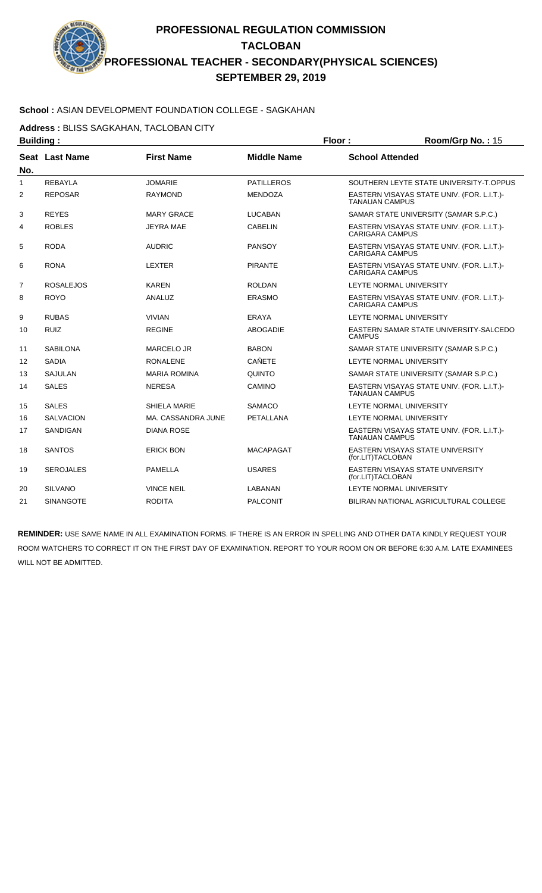# PROFESSIONAL REGULATION COMMISSION

## TACLOBAN

## PROFESSIONAL TEACHER - SECONDARY(PHYSICAL SCIENCES)

## SEPTEMBER 29, 2019

**School :** ASIAN DEVELOPMENT FOUNDATION COLLEGE - SAGKAHAN

**Address :** BLISS SAGKAHAN, TACLOBAN CITY

**Building :** **Floor :** **Room/Grp No. :** 15

| Seat No. | Last Name | First Name | Middle Name | School Attended |
|---|---|---|---|---|
| 1 | REBAYLA | JOMARIE | PATILLEROS | SOUTHERN LEYTE STATE UNIVERSITY-T.OPPUS |
| 2 | REPOSAR | RAYMOND | MENDOZA | EASTERN VISAYAS STATE UNIV. (FOR. L.I.T.)-TANAUAN CAMPUS |
| 3 | REYES | MARY GRACE | LUCABAN | SAMAR STATE UNIVERSITY (SAMAR S.P.C.) |
| 4 | ROBLES | JEYRA MAE | CABELIN | EASTERN VISAYAS STATE UNIV. (FOR. L.I.T.)-CARIGARA CAMPUS |
| 5 | RODA | AUDRIC | PANSOY | EASTERN VISAYAS STATE UNIV. (FOR. L.I.T.)-CARIGARA CAMPUS |
| 6 | RONA | LEXTER | PIRANTE | EASTERN VISAYAS STATE UNIV. (FOR. L.I.T.)-CARIGARA CAMPUS |
| 7 | ROSALEJOS | KAREN | ROLDAN | LEYTE NORMAL UNIVERSITY |
| 8 | ROYO | ANALUZ | ERASMO | EASTERN VISAYAS STATE UNIV. (FOR. L.I.T.)-CARIGARA CAMPUS |
| 9 | RUBAS | VIVIAN | ERAYA | LEYTE NORMAL UNIVERSITY |
| 10 | RUIZ | REGINE | ABOGADIE | EASTERN SAMAR STATE UNIVERSITY-SALCEDO CAMPUS |
| 11 | SABILONA | MARCELO JR | BABON | SAMAR STATE UNIVERSITY (SAMAR S.P.C.) |
| 12 | SADIA | RONALENE | CAÑETE | LEYTE NORMAL UNIVERSITY |
| 13 | SAJULAN | MARIA ROMINA | QUINTO | SAMAR STATE UNIVERSITY (SAMAR S.P.C.) |
| 14 | SALES | NERESA | CAMINO | EASTERN VISAYAS STATE UNIV. (FOR. L.I.T.)-TANAUAN CAMPUS |
| 15 | SALES | SHIELA MARIE | SAMACO | LEYTE NORMAL UNIVERSITY |
| 16 | SALVACION | MA. CASSANDRA JUNE | PETALLANA | LEYTE NORMAL UNIVERSITY |
| 17 | SANDIGAN | DIANA ROSE | | EASTERN VISAYAS STATE UNIV. (FOR. L.I.T.)-TANAUAN CAMPUS |
| 18 | SANTOS | ERICK BON | MACAPAGAT | EASTERN VISAYAS STATE UNIVERSITY (for.LIT)TACLOBAN |
| 19 | SEROJALES | PAMELLA | USARES | EASTERN VISAYAS STATE UNIVERSITY (for.LIT)TACLOBAN |
| 20 | SILVANO | VINCE NEIL | LABANAN | LEYTE NORMAL UNIVERSITY |
| 21 | SINANGOTE | RODITA | PALCONIT | BILIRAN NATIONAL AGRICULTURAL COLLEGE |

**REMINDER:** USE SAME NAME IN ALL EXAMINATION FORMS. IF THERE IS AN ERROR IN SPELLING AND OTHER DATA KINDLY REQUEST YOUR ROOM WATCHERS TO CORRECT IT ON THE FIRST DAY OF EXAMINATION. REPORT TO YOUR ROOM ON OR BEFORE 6:30 A.M. LATE EXAMINEES WILL NOT BE ADMITTED.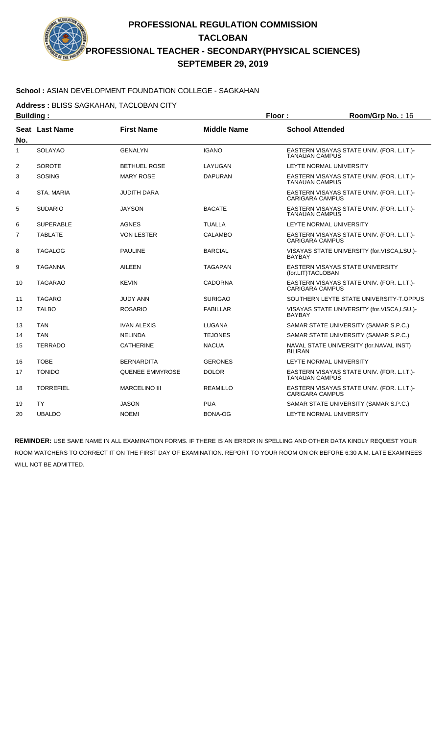# PROFESSIONAL REGULATION COMMISSION
## TACLOBAN
## PROFESSIONAL TEACHER - SECONDARY(PHYSICAL SCIENCES)
## SEPTEMBER 29, 2019

**School :** ASIAN DEVELOPMENT FOUNDATION COLLEGE - SAGKAHAN

**Address :** BLISS SAGKAHAN, TACLOBAN CITY

**Building :** **Floor :** **Room/Grp No. :** 16

| Seat No. | Last Name | First Name | Middle Name | School Attended |
|---|---|---|---|---|
| 1 | SOLAYAO | GENALYN | IGANO | EASTERN VISAYAS STATE UNIV. (FOR. L.I.T.)-TANAUAN CAMPUS |
| 2 | SOROTE | BETHUEL ROSE | LAYUGAN | LEYTE NORMAL UNIVERSITY |
| 3 | SOSING | MARY ROSE | DAPURAN | EASTERN VISAYAS STATE UNIV. (FOR. L.I.T.)-TANAUAN CAMPUS |
| 4 | STA. MARIA | JUDITH DARA | | EASTERN VISAYAS STATE UNIV. (FOR. L.I.T.)-CARIGARA CAMPUS |
| 5 | SUDARIO | JAYSON | BACATE | EASTERN VISAYAS STATE UNIV. (FOR. L.I.T.)-TANAUAN CAMPUS |
| 6 | SUPERABLE | AGNES | TUALLA | LEYTE NORMAL UNIVERSITY |
| 7 | TABLATE | VON LESTER | CALAMBO | EASTERN VISAYAS STATE UNIV. (FOR. L.I.T.)-CARIGARA CAMPUS |
| 8 | TAGALOG | PAULINE | BARCIAL | VISAYAS STATE UNIVERSITY (for.VISCA,LSU.)-BAYBAY |
| 9 | TAGANNA | AILEEN | TAGAPAN | EASTERN VISAYAS STATE UNIVERSITY (for.LIT)TACLOBAN |
| 10 | TAGARAO | KEVIN | CADORNA | EASTERN VISAYAS STATE UNIV. (FOR. L.I.T.)-CARIGARA CAMPUS |
| 11 | TAGARO | JUDY ANN | SURIGAO | SOUTHERN LEYTE STATE UNIVERSITY-T.OPPUS |
| 12 | TALBO | ROSARIO | FABILLAR | VISAYAS STATE UNIVERSITY (for.VISCA,LSU.)-BAYBAY |
| 13 | TAN | IVAN ALEXIS | LUGANA | SAMAR STATE UNIVERSITY (SAMAR S.P.C.) |
| 14 | TAN | NELINDA | TEJONES | SAMAR STATE UNIVERSITY (SAMAR S.P.C.) |
| 15 | TERRADO | CATHERINE | NACUA | NAVAL STATE UNIVERSITY (for.NAVAL INST) BILIRAN |
| 16 | TOBE | BERNARDITA | GERONES | LEYTE NORMAL UNIVERSITY |
| 17 | TONIDO | QUENEE EMMYROSE | DOLOR | EASTERN VISAYAS STATE UNIV. (FOR. L.I.T.)-TANAUAN CAMPUS |
| 18 | TORREFIEL | MARCELINO III | REAMILLO | EASTERN VISAYAS STATE UNIV. (FOR. L.I.T.)-CARIGARA CAMPUS |
| 19 | TY | JASON | PUA | SAMAR STATE UNIVERSITY (SAMAR S.P.C.) |
| 20 | UBALDO | NOEMI | BONA-OG | LEYTE NORMAL UNIVERSITY |

**REMINDER:** USE SAME NAME IN ALL EXAMINATION FORMS. IF THERE IS AN ERROR IN SPELLING AND OTHER DATA KINDLY REQUEST YOUR ROOM WATCHERS TO CORRECT IT ON THE FIRST DAY OF EXAMINATION. REPORT TO YOUR ROOM ON OR BEFORE 6:30 A.M. LATE EXAMINEES WILL NOT BE ADMITTED.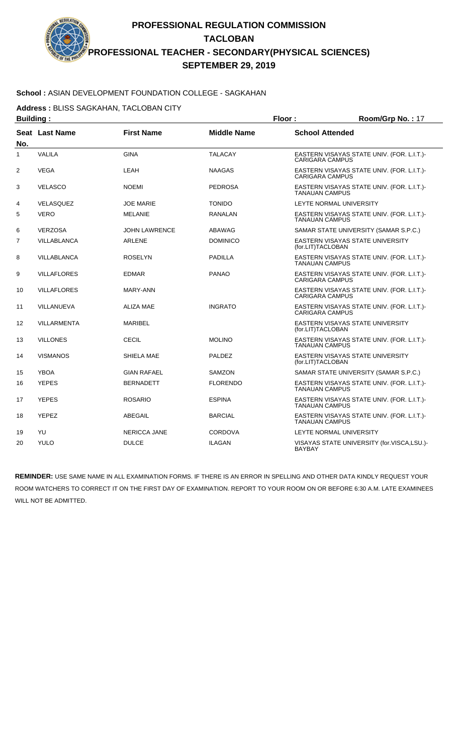# PROFESSIONAL REGULATION COMMISSION
## TACLOBAN
## PROFESSIONAL TEACHER - SECONDARY(PHYSICAL SCIENCES)
## SEPTEMBER 29, 2019

**School :** ASIAN DEVELOPMENT FOUNDATION COLLEGE - SAGKAHAN

**Address :** BLISS SAGKAHAN, TACLOBAN CITY

**Building :** **Floor :** **Room/Grp No. :** 17

| Seat No. | Last Name | First Name | Middle Name | School Attended |
|---|---|---|---|---|
| 1 | VALILA | GINA | TALACAY | EASTERN VISAYAS STATE UNIV. (FOR. L.I.T.)-CARIGARA CAMPUS |
| 2 | VEGA | LEAH | NAAGAS | EASTERN VISAYAS STATE UNIV. (FOR. L.I.T.)-CARIGARA CAMPUS |
| 3 | VELASCO | NOEMI | PEDROSA | EASTERN VISAYAS STATE UNIV. (FOR. L.I.T.)-TANAUAN CAMPUS |
| 4 | VELASQUEZ | JOE MARIE | TONIDO | LEYTE NORMAL UNIVERSITY |
| 5 | VERO | MELANIE | RANALAN | EASTERN VISAYAS STATE UNIV. (FOR. L.I.T.)-TANAUAN CAMPUS |
| 6 | VERZOSA | JOHN LAWRENCE | ABAWAG | SAMAR STATE UNIVERSITY (SAMAR S.P.C.) |
| 7 | VILLABLANCA | ARLENE | DOMINICO | EASTERN VISAYAS STATE UNIVERSITY (for.LIT)TACLOBAN |
| 8 | VILLABLANCA | ROSELYN | PADILLA | EASTERN VISAYAS STATE UNIV. (FOR. L.I.T.)-TANAUAN CAMPUS |
| 9 | VILLAFLORES | EDMAR | PANAO | EASTERN VISAYAS STATE UNIV. (FOR. L.I.T.)-CARIGARA CAMPUS |
| 10 | VILLAFLORES | MARY-ANN | | EASTERN VISAYAS STATE UNIV. (FOR. L.I.T.)-CARIGARA CAMPUS |
| 11 | VILLANUEVA | ALIZA MAE | INGRATO | EASTERN VISAYAS STATE UNIV. (FOR. L.I.T.)-CARIGARA CAMPUS |
| 12 | VILLARMENTA | MARIBEL | | EASTERN VISAYAS STATE UNIVERSITY (for.LIT)TACLOBAN |
| 13 | VILLONES | CECIL | MOLINO | EASTERN VISAYAS STATE UNIV. (FOR. L.I.T.)-TANAUAN CAMPUS |
| 14 | VISMANOS | SHIELA MAE | PALDEZ | EASTERN VISAYAS STATE UNIVERSITY (for.LIT)TACLOBAN |
| 15 | YBOA | GIAN RAFAEL | SAMZON | SAMAR STATE UNIVERSITY (SAMAR S.P.C.) |
| 16 | YEPES | BERNADETT | FLORENDO | EASTERN VISAYAS STATE UNIV. (FOR. L.I.T.)-TANAUAN CAMPUS |
| 17 | YEPES | ROSARIO | ESPINA | EASTERN VISAYAS STATE UNIV. (FOR. L.I.T.)-TANAUAN CAMPUS |
| 18 | YEPEZ | ABEGAIL | BARCIAL | EASTERN VISAYAS STATE UNIV. (FOR. L.I.T.)-TANAUAN CAMPUS |
| 19 | YU | NERICCA JANE | CORDOVA | LEYTE NORMAL UNIVERSITY |
| 20 | YULO | DULCE | ILAGAN | VISAYAS STATE UNIVERSITY (for.VISCA,LSU.)-BAYBAY |

**REMINDER:** USE SAME NAME IN ALL EXAMINATION FORMS. IF THERE IS AN ERROR IN SPELLING AND OTHER DATA KINDLY REQUEST YOUR ROOM WATCHERS TO CORRECT IT ON THE FIRST DAY OF EXAMINATION. REPORT TO YOUR ROOM ON OR BEFORE 6:30 A.M. LATE EXAMINEES WILL NOT BE ADMITTED.